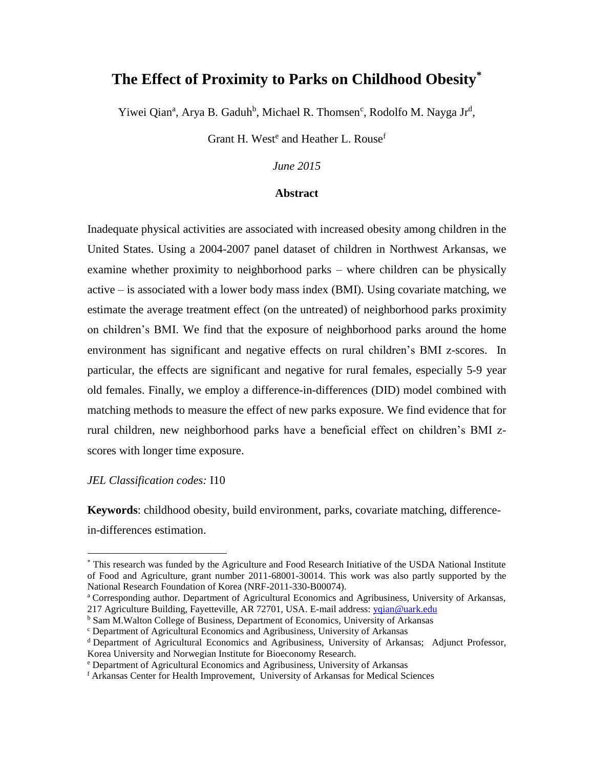# The Effect of Proximity to Parks on Childhood Obesity[*]

Yiwei Qian[a], Arya B. Gaduh[b], Michael R. Thomsen[c], Rodolfo M. Nayga Jr[d],

Grant H. West[e] and Heather L. Rouse[f]

*June 2015*

### Abstract

Inadequate physical activities are associated with increased obesity among children in the United States. Using a 2004-2007 panel dataset of children in Northwest Arkansas, we examine whether proximity to neighborhood parks – where children can be physically active – is associated with a lower body mass index (BMI). Using covariate matching, we estimate the average treatment effect (on the untreated) of neighborhood parks proximity on children's BMI. We find that the exposure of neighborhood parks around the home environment has significant and negative effects on rural children's BMI z-scores. In particular, the effects are significant and negative for rural females, especially 5-9 year old females. Finally, we employ a difference-in-differences (DID) model combined with matching methods to measure the effect of new parks exposure. We find evidence that for rural children, new neighborhood parks have a beneficial effect on children's BMI z-scores with longer time exposure.

*JEL Classification codes:* I10

**Keywords**: childhood obesity, build environment, parks, covariate matching, difference-in-differences estimation.

---

[*] This research was funded by the Agriculture and Food Research Initiative of the USDA National Institute of Food and Agriculture, grant number 2011-68001-30014. This work was also partly supported by the National Research Foundation of Korea (NRF-2011-330-B00074).

[a] Corresponding author. Department of Agricultural Economics and Agribusiness, University of Arkansas, 217 Agriculture Building, Fayetteville, AR 72701, USA. E-mail address: yqian@uark.edu

[b] Sam M.Walton College of Business, Department of Economics, University of Arkansas

[c] Department of Agricultural Economics and Agribusiness, University of Arkansas

[d] Department of Agricultural Economics and Agribusiness, University of Arkansas; Adjunct Professor, Korea University and Norwegian Institute for Bioeconomy Research.

[e] Department of Agricultural Economics and Agribusiness, University of Arkansas

[f] Arkansas Center for Health Improvement, University of Arkansas for Medical Sciences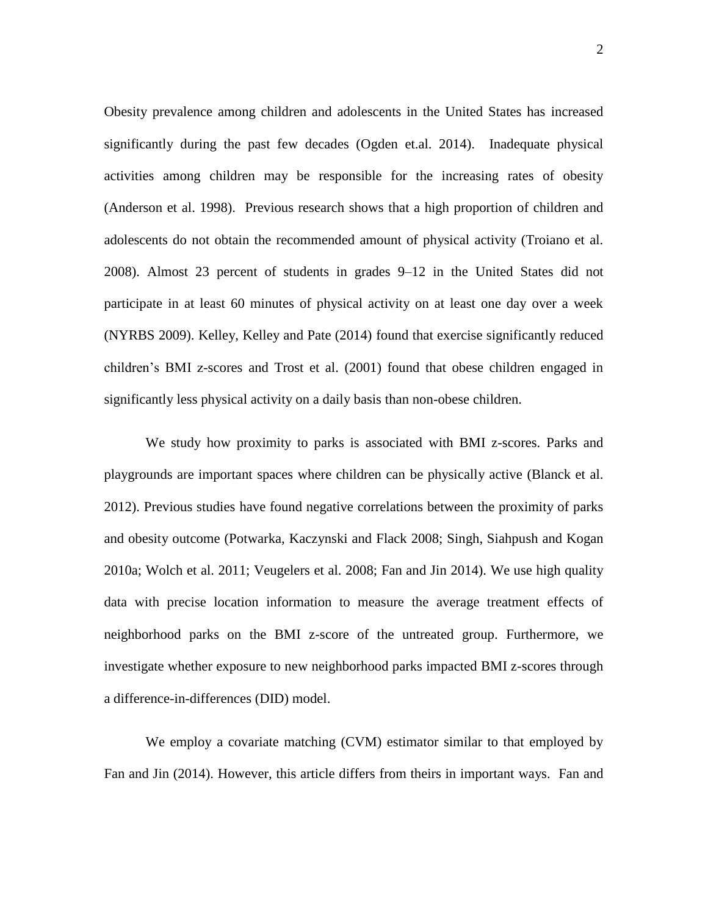Obesity prevalence among children and adolescents in the United States has increased significantly during the past few decades (Ogden et.al. 2014). Inadequate physical activities among children may be responsible for the increasing rates of obesity (Anderson et al. 1998). Previous research shows that a high proportion of children and adolescents do not obtain the recommended amount of physical activity (Troiano et al. 2008). Almost 23 percent of students in grades 9–12 in the United States did not participate in at least 60 minutes of physical activity on at least one day over a week (NYRBS 2009). Kelley, Kelley and Pate (2014) found that exercise significantly reduced children's BMI z-scores and Trost et al. (2001) found that obese children engaged in significantly less physical activity on a daily basis than non-obese children.

We study how proximity to parks is associated with BMI z-scores. Parks and playgrounds are important spaces where children can be physically active (Blanck et al. 2012). Previous studies have found negative correlations between the proximity of parks and obesity outcome (Potwarka, Kaczynski and Flack 2008; Singh, Siahpush and Kogan 2010a; Wolch et al. 2011; Veugelers et al. 2008; Fan and Jin 2014). We use high quality data with precise location information to measure the average treatment effects of neighborhood parks on the BMI z-score of the untreated group. Furthermore, we investigate whether exposure to new neighborhood parks impacted BMI z-scores through a difference-in-differences (DID) model.

We employ a covariate matching (CVM) estimator similar to that employed by Fan and Jin (2014). However, this article differs from theirs in important ways. Fan and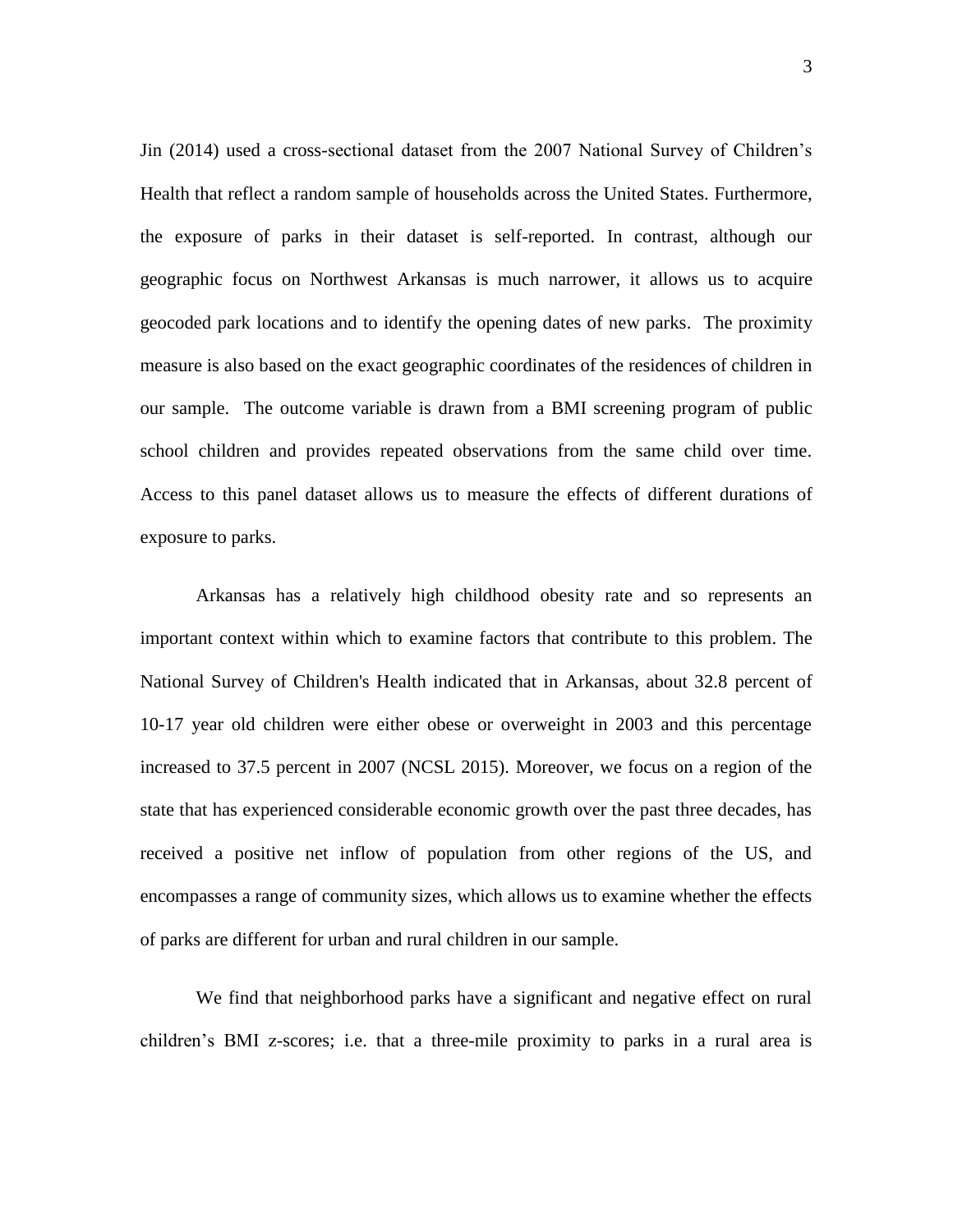Jin (2014) used a cross-sectional dataset from the 2007 National Survey of Children's Health that reflect a random sample of households across the United States. Furthermore, the exposure of parks in their dataset is self-reported. In contrast, although our geographic focus on Northwest Arkansas is much narrower, it allows us to acquire geocoded park locations and to identify the opening dates of new parks. The proximity measure is also based on the exact geographic coordinates of the residences of children in our sample. The outcome variable is drawn from a BMI screening program of public school children and provides repeated observations from the same child over time. Access to this panel dataset allows us to measure the effects of different durations of exposure to parks.

Arkansas has a relatively high childhood obesity rate and so represents an important context within which to examine factors that contribute to this problem. The National Survey of Children's Health indicated that in Arkansas, about 32.8 percent of 10-17 year old children were either obese or overweight in 2003 and this percentage increased to 37.5 percent in 2007 (NCSL 2015). Moreover, we focus on a region of the state that has experienced considerable economic growth over the past three decades, has received a positive net inflow of population from other regions of the US, and encompasses a range of community sizes, which allows us to examine whether the effects of parks are different for urban and rural children in our sample.

We find that neighborhood parks have a significant and negative effect on rural children's BMI z-scores; i.e. that a three-mile proximity to parks in a rural area is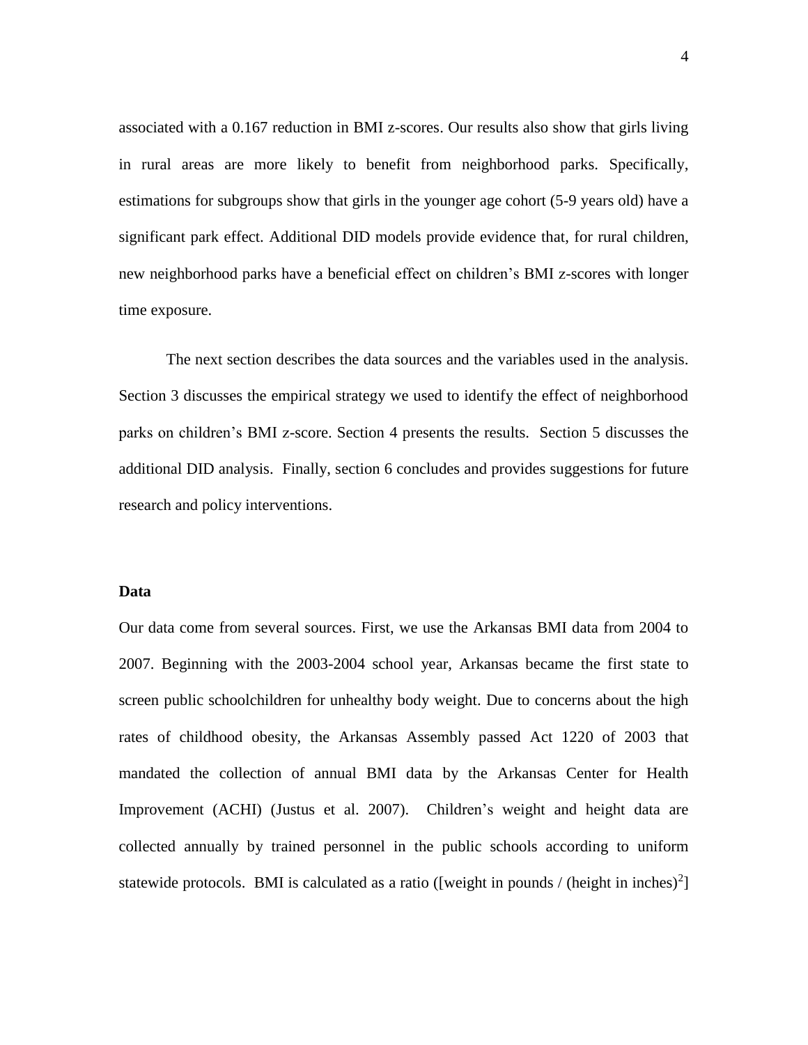associated with a 0.167 reduction in BMI z-scores. Our results also show that girls living in rural areas are more likely to benefit from neighborhood parks. Specifically, estimations for subgroups show that girls in the younger age cohort (5-9 years old) have a significant park effect. Additional DID models provide evidence that, for rural children, new neighborhood parks have a beneficial effect on children's BMI z-scores with longer time exposure.

The next section describes the data sources and the variables used in the analysis. Section 3 discusses the empirical strategy we used to identify the effect of neighborhood parks on children's BMI z-score. Section 4 presents the results. Section 5 discusses the additional DID analysis. Finally, section 6 concludes and provides suggestions for future research and policy interventions.

## Data

Our data come from several sources. First, we use the Arkansas BMI data from 2004 to 2007. Beginning with the 2003-2004 school year, Arkansas became the first state to screen public schoolchildren for unhealthy body weight. Due to concerns about the high rates of childhood obesity, the Arkansas Assembly passed Act 1220 of 2003 that mandated the collection of annual BMI data by the Arkansas Center for Health Improvement (ACHI) (Justus et al. 2007). Children's weight and height data are collected annually by trained personnel in the public schools according to uniform statewide protocols. BMI is calculated as a ratio ([weight in pounds / (height in inches)$^2$]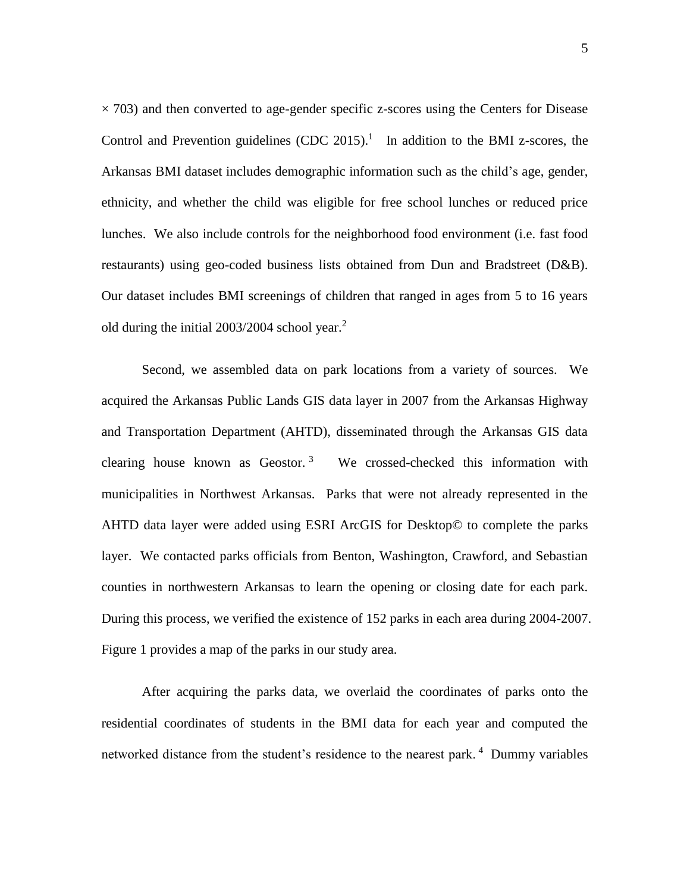× 703) and then converted to age-gender specific z-scores using the Centers for Disease Control and Prevention guidelines (CDC 2015).[1] In addition to the BMI z-scores, the Arkansas BMI dataset includes demographic information such as the child's age, gender, ethnicity, and whether the child was eligible for free school lunches or reduced price lunches. We also include controls for the neighborhood food environment (i.e. fast food restaurants) using geo-coded business lists obtained from Dun and Bradstreet (D&B). Our dataset includes BMI screenings of children that ranged in ages from 5 to 16 years old during the initial 2003/2004 school year.[2]

Second, we assembled data on park locations from a variety of sources. We acquired the Arkansas Public Lands GIS data layer in 2007 from the Arkansas Highway and Transportation Department (AHTD), disseminated through the Arkansas GIS data clearing house known as Geostor.[3] We crossed-checked this information with municipalities in Northwest Arkansas. Parks that were not already represented in the AHTD data layer were added using ESRI ArcGIS for Desktop© to complete the parks layer. We contacted parks officials from Benton, Washington, Crawford, and Sebastian counties in northwestern Arkansas to learn the opening or closing date for each park. During this process, we verified the existence of 152 parks in each area during 2004-2007. Figure 1 provides a map of the parks in our study area.

After acquiring the parks data, we overlaid the coordinates of parks onto the residential coordinates of students in the BMI data for each year and computed the networked distance from the student's residence to the nearest park.[4] Dummy variables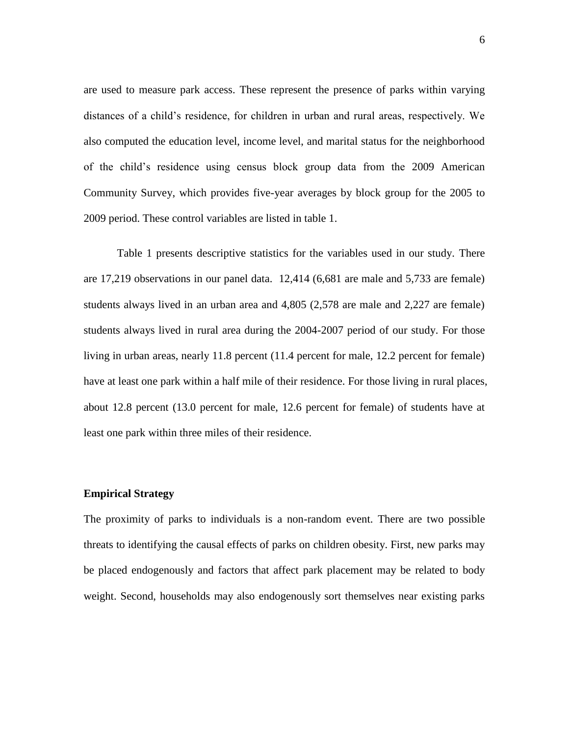are used to measure park access. These represent the presence of parks within varying distances of a child's residence, for children in urban and rural areas, respectively. We also computed the education level, income level, and marital status for the neighborhood of the child's residence using census block group data from the 2009 American Community Survey, which provides five-year averages by block group for the 2005 to 2009 period. These control variables are listed in table 1.

Table 1 presents descriptive statistics for the variables used in our study. There are 17,219 observations in our panel data. 12,414 (6,681 are male and 5,733 are female) students always lived in an urban area and 4,805 (2,578 are male and 2,227 are female) students always lived in rural area during the 2004-2007 period of our study. For those living in urban areas, nearly 11.8 percent (11.4 percent for male, 12.2 percent for female) have at least one park within a half mile of their residence. For those living in rural places, about 12.8 percent (13.0 percent for male, 12.6 percent for female) of students have at least one park within three miles of their residence.

**Empirical Strategy**

The proximity of parks to individuals is a non-random event. There are two possible threats to identifying the causal effects of parks on children obesity. First, new parks may be placed endogenously and factors that affect park placement may be related to body weight. Second, households may also endogenously sort themselves near existing parks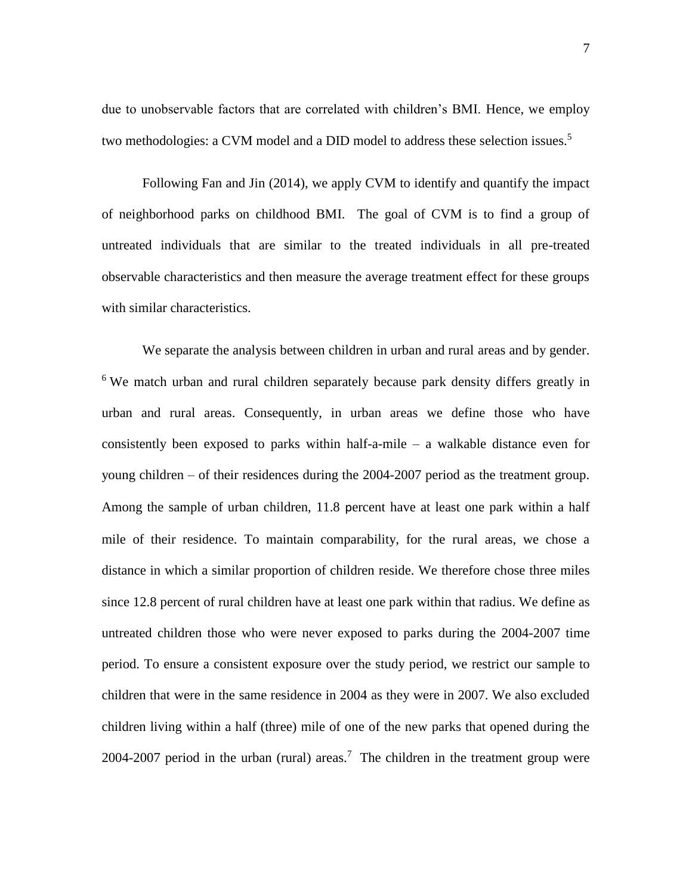due to unobservable factors that are correlated with children's BMI. Hence, we employ two methodologies: a CVM model and a DID model to address these selection issues.[5]

Following Fan and Jin (2014), we apply CVM to identify and quantify the impact of neighborhood parks on childhood BMI. The goal of CVM is to find a group of untreated individuals that are similar to the treated individuals in all pre-treated observable characteristics and then measure the average treatment effect for these groups with similar characteristics.

We separate the analysis between children in urban and rural areas and by gender.[6] We match urban and rural children separately because park density differs greatly in urban and rural areas. Consequently, in urban areas we define those who have consistently been exposed to parks within half-a-mile – a walkable distance even for young children – of their residences during the 2004-2007 period as the treatment group. Among the sample of urban children, 11.8 percent have at least one park within a half mile of their residence. To maintain comparability, for the rural areas, we chose a distance in which a similar proportion of children reside. We therefore chose three miles since 12.8 percent of rural children have at least one park within that radius. We define as untreated children those who were never exposed to parks during the 2004-2007 time period. To ensure a consistent exposure over the study period, we restrict our sample to children that were in the same residence in 2004 as they were in 2007. We also excluded children living within a half (three) mile of one of the new parks that opened during the 2004-2007 period in the urban (rural) areas.[7] The children in the treatment group were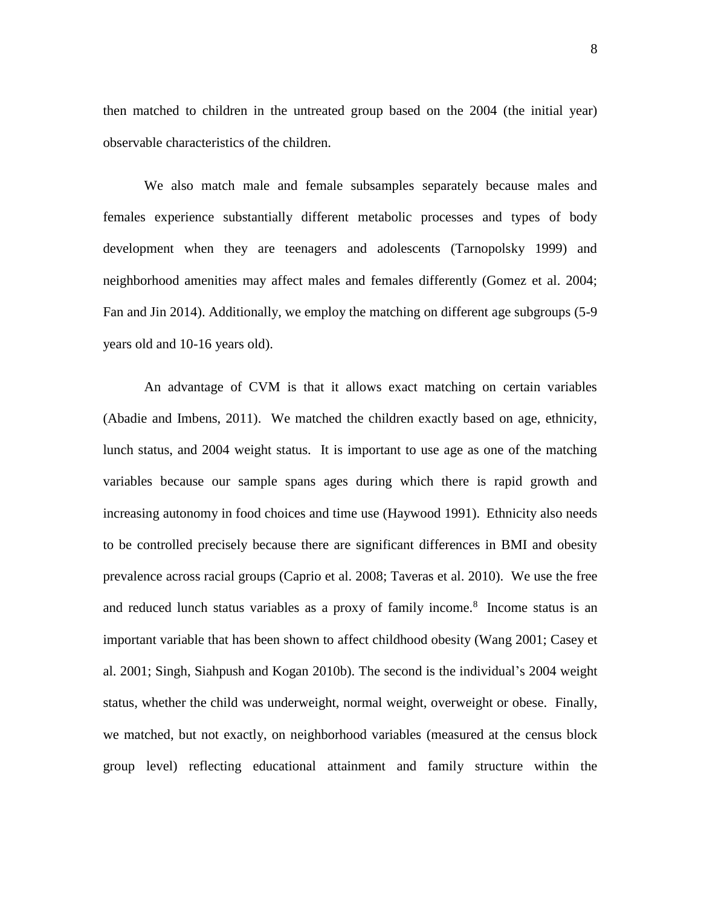then matched to children in the untreated group based on the 2004 (the initial year) observable characteristics of the children.

We also match male and female subsamples separately because males and females experience substantially different metabolic processes and types of body development when they are teenagers and adolescents (Tarnopolsky 1999) and neighborhood amenities may affect males and females differently (Gomez et al. 2004; Fan and Jin 2014). Additionally, we employ the matching on different age subgroups (5-9 years old and 10-16 years old).

An advantage of CVM is that it allows exact matching on certain variables (Abadie and Imbens, 2011). We matched the children exactly based on age, ethnicity, lunch status, and 2004 weight status. It is important to use age as one of the matching variables because our sample spans ages during which there is rapid growth and increasing autonomy in food choices and time use (Haywood 1991). Ethnicity also needs to be controlled precisely because there are significant differences in BMI and obesity prevalence across racial groups (Caprio et al. 2008; Taveras et al. 2010). We use the free and reduced lunch status variables as a proxy of family income.[8] Income status is an important variable that has been shown to affect childhood obesity (Wang 2001; Casey et al. 2001; Singh, Siahpush and Kogan 2010b). The second is the individual's 2004 weight status, whether the child was underweight, normal weight, overweight or obese. Finally, we matched, but not exactly, on neighborhood variables (measured at the census block group level) reflecting educational attainment and family structure within the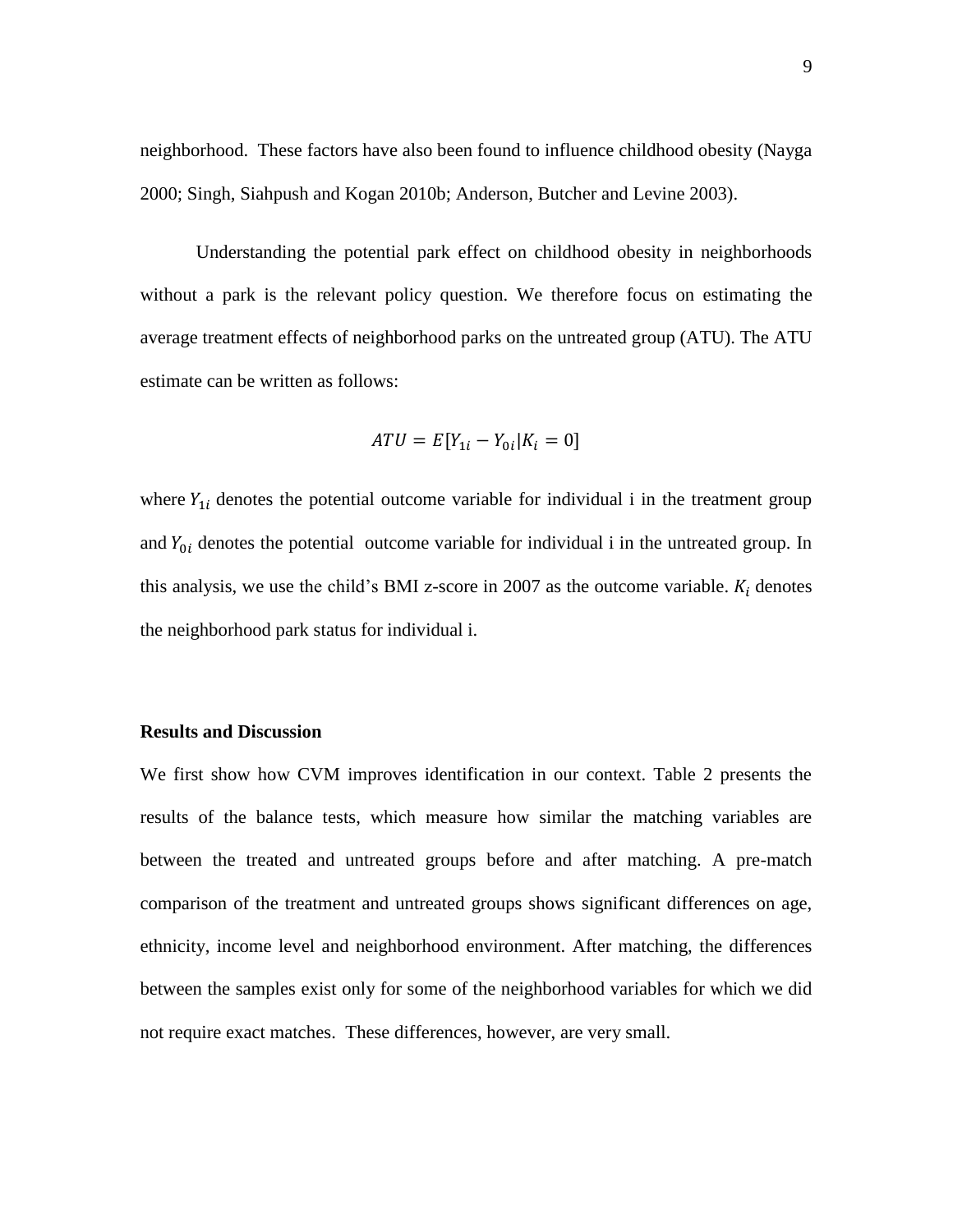neighborhood. These factors have also been found to influence childhood obesity (Nayga 2000; Singh, Siahpush and Kogan 2010b; Anderson, Butcher and Levine 2003).

Understanding the potential park effect on childhood obesity in neighborhoods without a park is the relevant policy question. We therefore focus on estimating the average treatment effects of neighborhood parks on the untreated group (ATU). The ATU estimate can be written as follows:

$$ATU = E[Y_{1i} - Y_{0i} | K_i = 0]$$

where $Y_{1i}$ denotes the potential outcome variable for individual i in the treatment group and $Y_{0i}$ denotes the potential outcome variable for individual i in the untreated group. In this analysis, we use the child's BMI z-score in 2007 as the outcome variable. $K_i$ denotes the neighborhood park status for individual i.

**Results and Discussion**

We first show how CVM improves identification in our context. Table 2 presents the results of the balance tests, which measure how similar the matching variables are between the treated and untreated groups before and after matching. A pre-match comparison of the treatment and untreated groups shows significant differences on age, ethnicity, income level and neighborhood environment. After matching, the differences between the samples exist only for some of the neighborhood variables for which we did not require exact matches. These differences, however, are very small.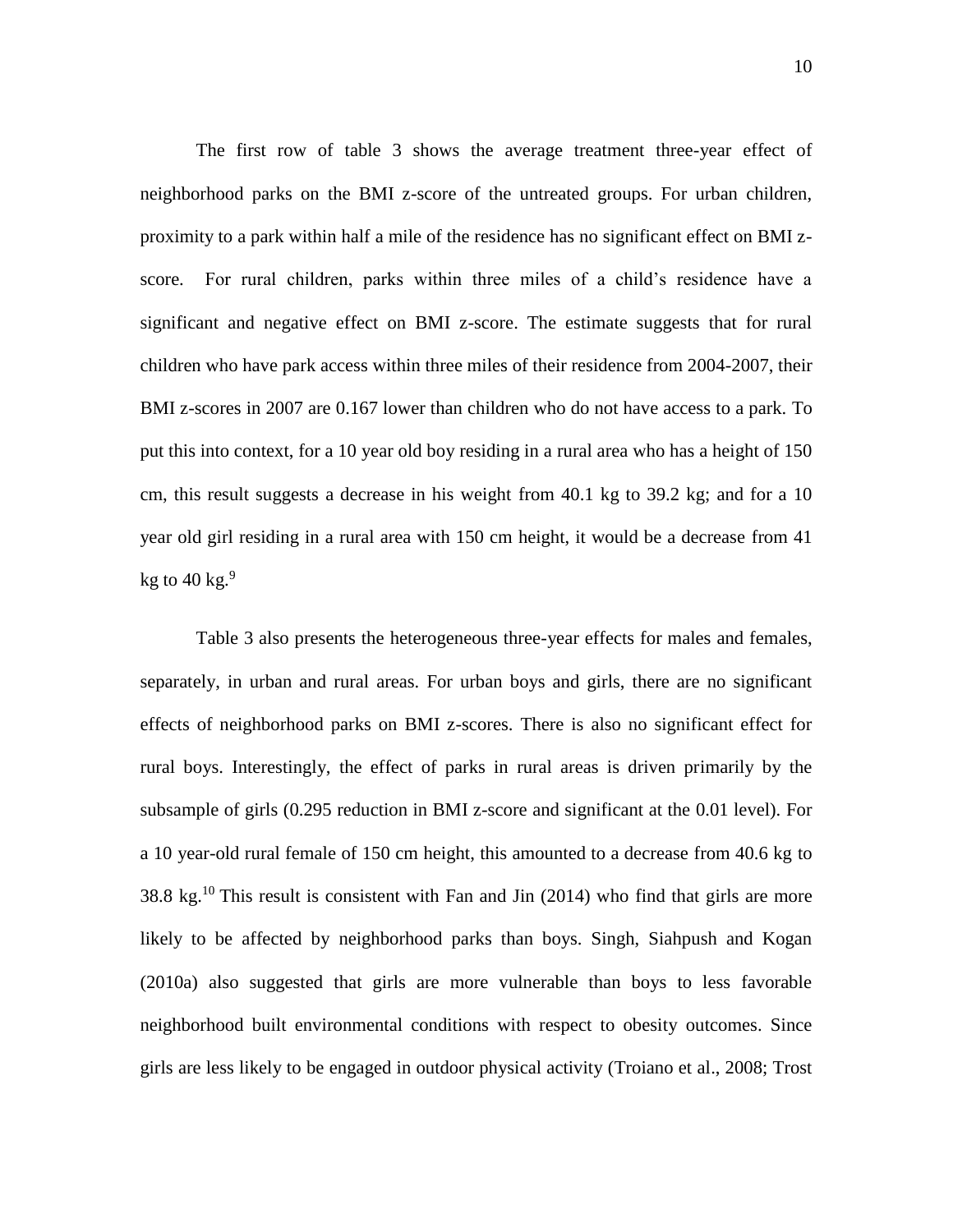The first row of table 3 shows the average treatment three-year effect of neighborhood parks on the BMI z-score of the untreated groups. For urban children, proximity to a park within half a mile of the residence has no significant effect on BMI z-score. For rural children, parks within three miles of a child's residence have a significant and negative effect on BMI z-score. The estimate suggests that for rural children who have park access within three miles of their residence from 2004-2007, their BMI z-scores in 2007 are 0.167 lower than children who do not have access to a park. To put this into context, for a 10 year old boy residing in a rural area who has a height of 150 cm, this result suggests a decrease in his weight from 40.1 kg to 39.2 kg; and for a 10 year old girl residing in a rural area with 150 cm height, it would be a decrease from 41 kg to 40 kg.[9]

Table 3 also presents the heterogeneous three-year effects for males and females, separately, in urban and rural areas. For urban boys and girls, there are no significant effects of neighborhood parks on BMI z-scores. There is also no significant effect for rural boys. Interestingly, the effect of parks in rural areas is driven primarily by the subsample of girls (0.295 reduction in BMI z-score and significant at the 0.01 level). For a 10 year-old rural female of 150 cm height, this amounted to a decrease from 40.6 kg to 38.8 kg.[10] This result is consistent with Fan and Jin (2014) who find that girls are more likely to be affected by neighborhood parks than boys. Singh, Siahpush and Kogan (2010a) also suggested that girls are more vulnerable than boys to less favorable neighborhood built environmental conditions with respect to obesity outcomes. Since girls are less likely to be engaged in outdoor physical activity (Troiano et al., 2008; Trost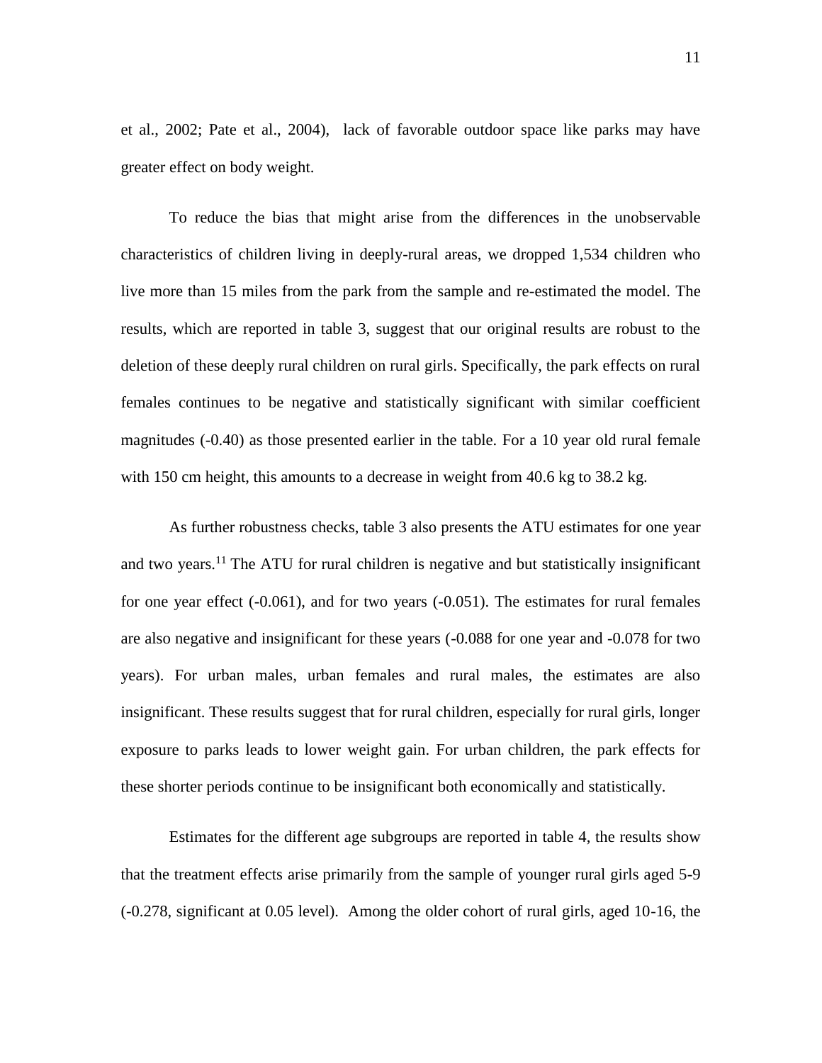et al., 2002; Pate et al., 2004), lack of favorable outdoor space like parks may have greater effect on body weight.

To reduce the bias that might arise from the differences in the unobservable characteristics of children living in deeply-rural areas, we dropped 1,534 children who live more than 15 miles from the park from the sample and re-estimated the model. The results, which are reported in table 3, suggest that our original results are robust to the deletion of these deeply rural children on rural girls. Specifically, the park effects on rural females continues to be negative and statistically significant with similar coefficient magnitudes (-0.40) as those presented earlier in the table. For a 10 year old rural female with 150 cm height, this amounts to a decrease in weight from 40.6 kg to 38.2 kg.

As further robustness checks, table 3 also presents the ATU estimates for one year and two years.[11] The ATU for rural children is negative and but statistically insignificant for one year effect (-0.061), and for two years (-0.051). The estimates for rural females are also negative and insignificant for these years (-0.088 for one year and -0.078 for two years). For urban males, urban females and rural males, the estimates are also insignificant. These results suggest that for rural children, especially for rural girls, longer exposure to parks leads to lower weight gain. For urban children, the park effects for these shorter periods continue to be insignificant both economically and statistically.

Estimates for the different age subgroups are reported in table 4, the results show that the treatment effects arise primarily from the sample of younger rural girls aged 5-9 (-0.278, significant at 0.05 level). Among the older cohort of rural girls, aged 10-16, the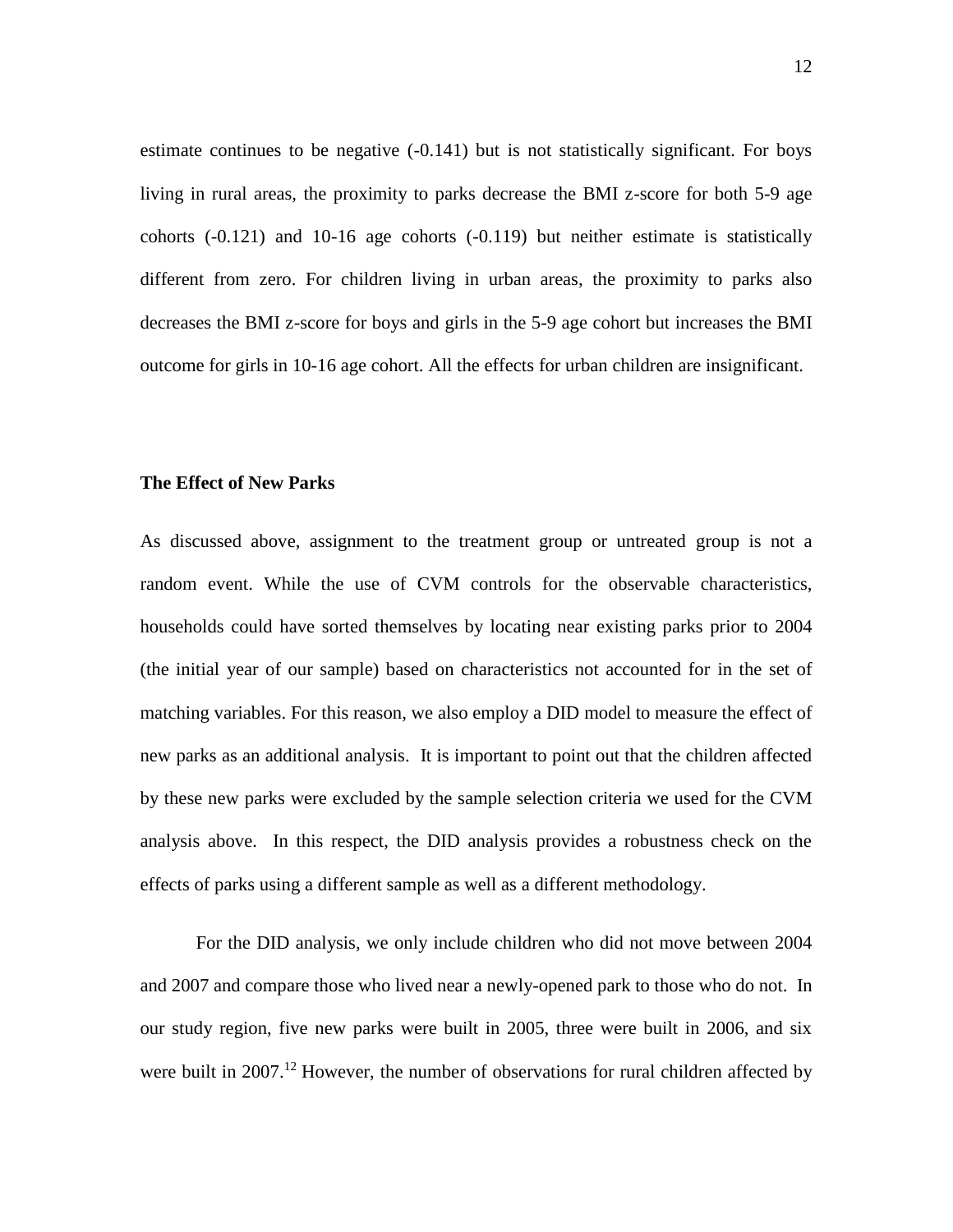estimate continues to be negative (-0.141) but is not statistically significant. For boys living in rural areas, the proximity to parks decrease the BMI z-score for both 5-9 age cohorts (-0.121) and 10-16 age cohorts (-0.119) but neither estimate is statistically different from zero. For children living in urban areas, the proximity to parks also decreases the BMI z-score for boys and girls in the 5-9 age cohort but increases the BMI outcome for girls in 10-16 age cohort. All the effects for urban children are insignificant.

### The Effect of New Parks

As discussed above, assignment to the treatment group or untreated group is not a random event. While the use of CVM controls for the observable characteristics, households could have sorted themselves by locating near existing parks prior to 2004 (the initial year of our sample) based on characteristics not accounted for in the set of matching variables. For this reason, we also employ a DID model to measure the effect of new parks as an additional analysis. It is important to point out that the children affected by these new parks were excluded by the sample selection criteria we used for the CVM analysis above. In this respect, the DID analysis provides a robustness check on the effects of parks using a different sample as well as a different methodology.

For the DID analysis, we only include children who did not move between 2004 and 2007 and compare those who lived near a newly-opened park to those who do not. In our study region, five new parks were built in 2005, three were built in 2006, and six were built in 2007.[12] However, the number of observations for rural children affected by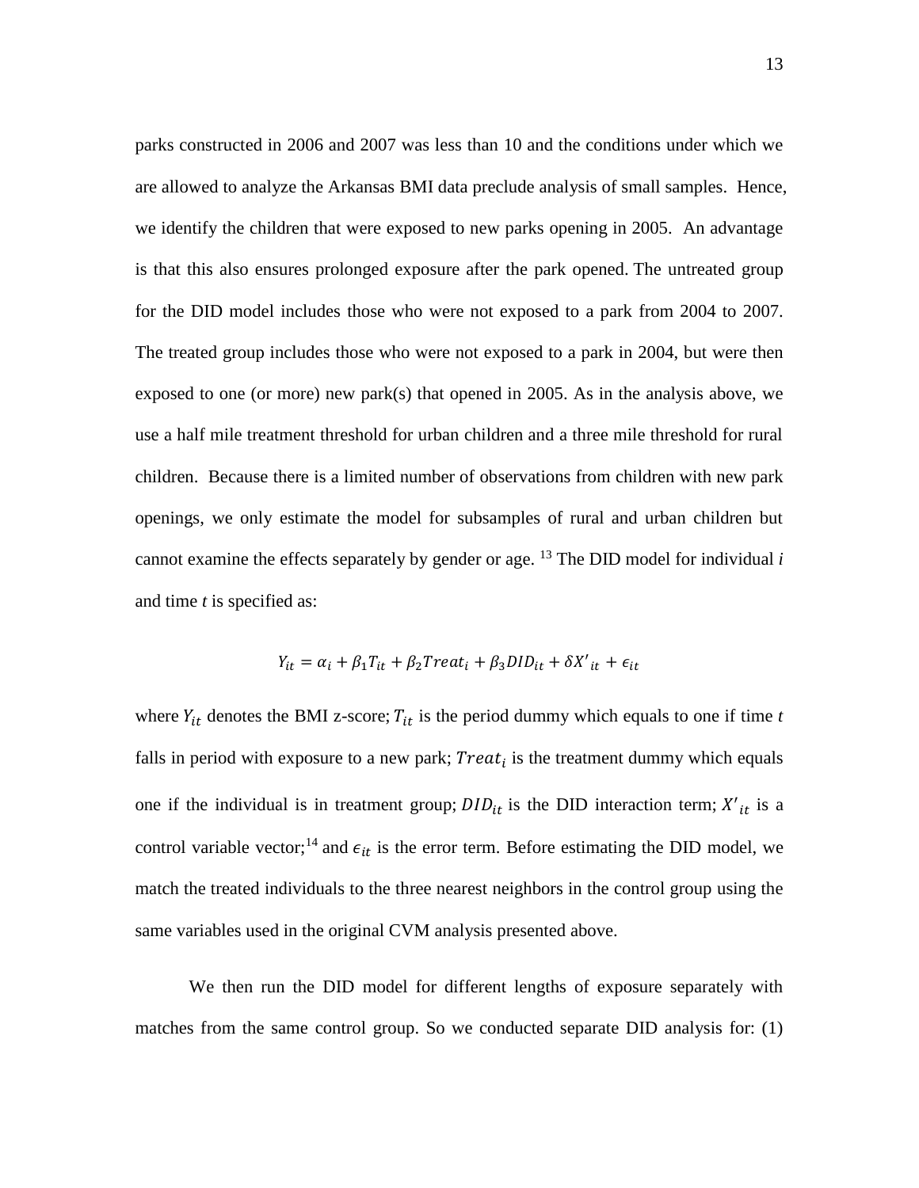parks constructed in 2006 and 2007 was less than 10 and the conditions under which we are allowed to analyze the Arkansas BMI data preclude analysis of small samples. Hence, we identify the children that were exposed to new parks opening in 2005. An advantage is that this also ensures prolonged exposure after the park opened. The untreated group for the DID model includes those who were not exposed to a park from 2004 to 2007. The treated group includes those who were not exposed to a park in 2004, but were then exposed to one (or more) new park(s) that opened in 2005. As in the analysis above, we use a half mile treatment threshold for urban children and a three mile threshold for rural children. Because there is a limited number of observations from children with new park openings, we only estimate the model for subsamples of rural and urban children but cannot examine the effects separately by gender or age. [13] The DID model for individual *i* and time *t* is specified as:

$$Y_{it} = \alpha_i + \beta_1 T_{it} + \beta_2 Treat_i + \beta_3 DID_{it} + \delta X'_{it} + \epsilon_{it}$$

where $Y_{it}$ denotes the BMI z-score; $T_{it}$ is the period dummy which equals to one if time *t* falls in period with exposure to a new park; $Treat_i$ is the treatment dummy which equals one if the individual is in treatment group; $DID_{it}$ is the DID interaction term; $X'_{it}$ is a control variable vector;[14] and $\epsilon_{it}$ is the error term. Before estimating the DID model, we match the treated individuals to the three nearest neighbors in the control group using the same variables used in the original CVM analysis presented above.

We then run the DID model for different lengths of exposure separately with matches from the same control group. So we conducted separate DID analysis for: (1)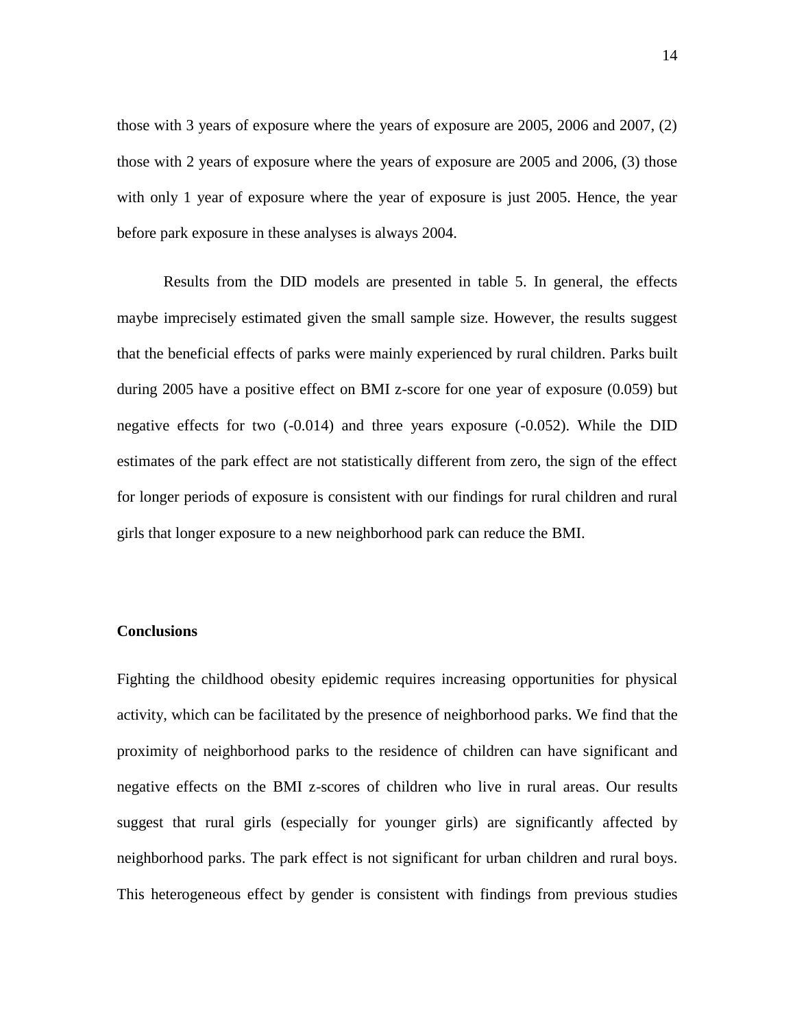those with 3 years of exposure where the years of exposure are 2005, 2006 and 2007, (2) those with 2 years of exposure where the years of exposure are 2005 and 2006, (3) those with only 1 year of exposure where the year of exposure is just 2005. Hence, the year before park exposure in these analyses is always 2004.

Results from the DID models are presented in table 5. In general, the effects maybe imprecisely estimated given the small sample size. However, the results suggest that the beneficial effects of parks were mainly experienced by rural children. Parks built during 2005 have a positive effect on BMI z-score for one year of exposure (0.059) but negative effects for two (-0.014) and three years exposure (-0.052). While the DID estimates of the park effect are not statistically different from zero, the sign of the effect for longer periods of exposure is consistent with our findings for rural children and rural girls that longer exposure to a new neighborhood park can reduce the BMI.

**Conclusions**

Fighting the childhood obesity epidemic requires increasing opportunities for physical activity, which can be facilitated by the presence of neighborhood parks. We find that the proximity of neighborhood parks to the residence of children can have significant and negative effects on the BMI z-scores of children who live in rural areas. Our results suggest that rural girls (especially for younger girls) are significantly affected by neighborhood parks. The park effect is not significant for urban children and rural boys. This heterogeneous effect by gender is consistent with findings from previous studies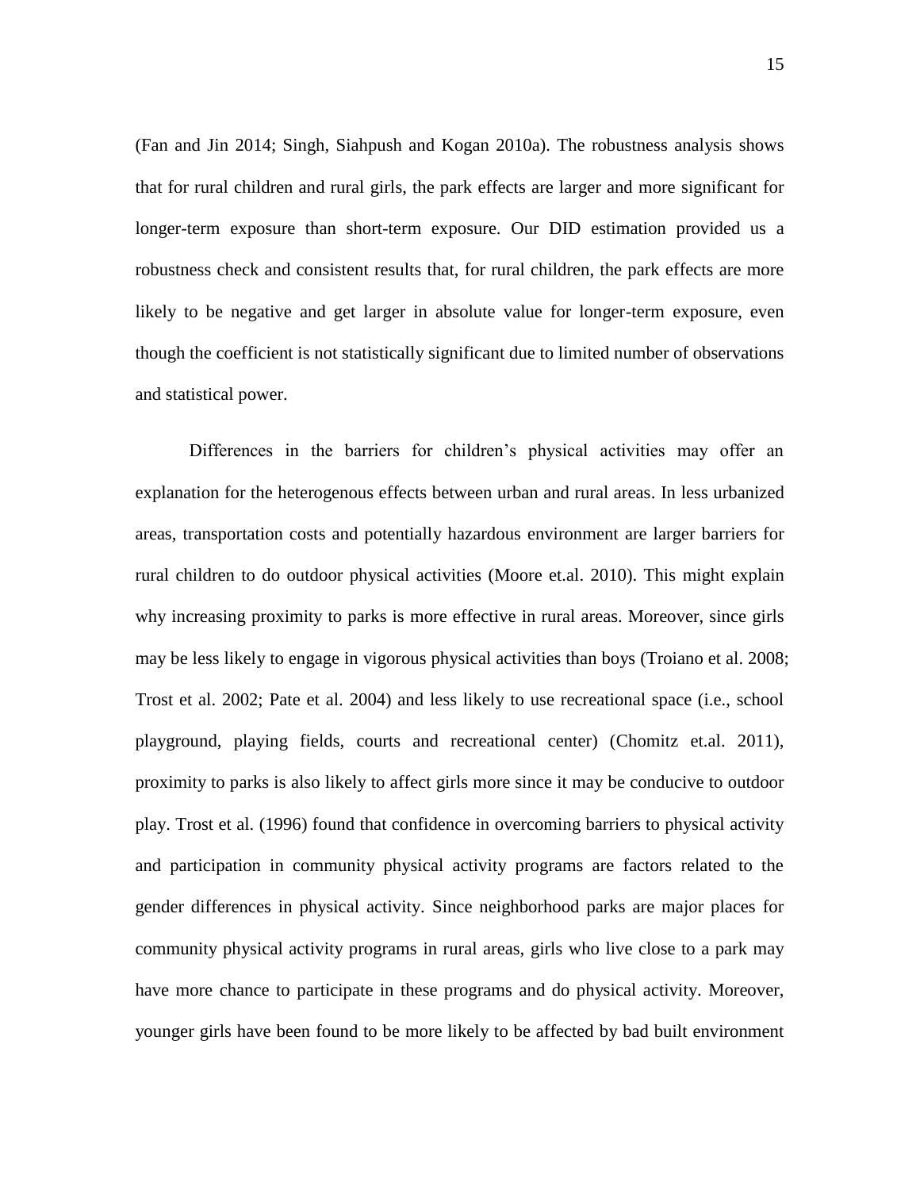(Fan and Jin 2014; Singh, Siahpush and Kogan 2010a). The robustness analysis shows that for rural children and rural girls, the park effects are larger and more significant for longer-term exposure than short-term exposure. Our DID estimation provided us a robustness check and consistent results that, for rural children, the park effects are more likely to be negative and get larger in absolute value for longer-term exposure, even though the coefficient is not statistically significant due to limited number of observations and statistical power.

Differences in the barriers for children's physical activities may offer an explanation for the heterogenous effects between urban and rural areas. In less urbanized areas, transportation costs and potentially hazardous environment are larger barriers for rural children to do outdoor physical activities (Moore et.al. 2010). This might explain why increasing proximity to parks is more effective in rural areas. Moreover, since girls may be less likely to engage in vigorous physical activities than boys (Troiano et al. 2008; Trost et al. 2002; Pate et al. 2004) and less likely to use recreational space (i.e., school playground, playing fields, courts and recreational center) (Chomitz et.al. 2011), proximity to parks is also likely to affect girls more since it may be conducive to outdoor play. Trost et al. (1996) found that confidence in overcoming barriers to physical activity and participation in community physical activity programs are factors related to the gender differences in physical activity. Since neighborhood parks are major places for community physical activity programs in rural areas, girls who live close to a park may have more chance to participate in these programs and do physical activity. Moreover, younger girls have been found to be more likely to be affected by bad built environment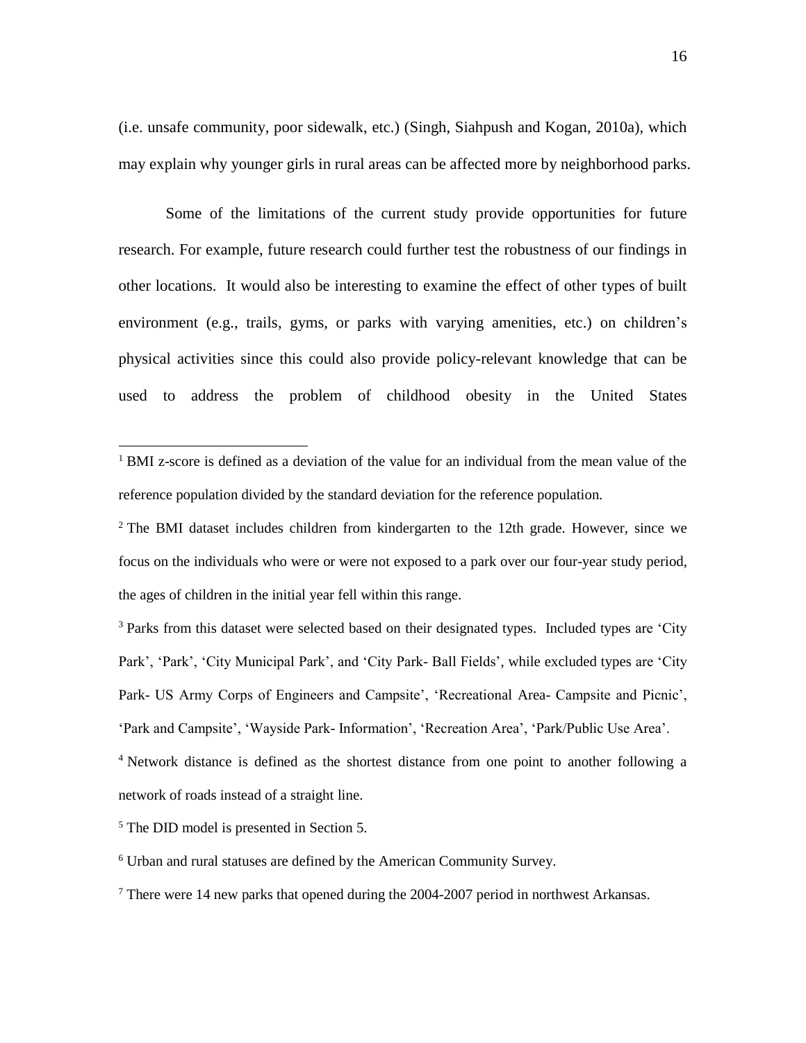(i.e. unsafe community, poor sidewalk, etc.) (Singh, Siahpush and Kogan, 2010a), which may explain why younger girls in rural areas can be affected more by neighborhood parks.

Some of the limitations of the current study provide opportunities for future research. For example, future research could further test the robustness of our findings in other locations. It would also be interesting to examine the effect of other types of built environment (e.g., trails, gyms, or parks with varying amenities, etc.) on children's physical activities since this could also provide policy-relevant knowledge that can be used to address the problem of childhood obesity in the United States

---

[1] BMI z-score is defined as a deviation of the value for an individual from the mean value of the reference population divided by the standard deviation for the reference population.

[2] The BMI dataset includes children from kindergarten to the 12th grade. However, since we focus on the individuals who were or were not exposed to a park over our four-year study period, the ages of children in the initial year fell within this range.

[3] Parks from this dataset were selected based on their designated types. Included types are 'City Park', 'Park', 'City Municipal Park', and 'City Park- Ball Fields', while excluded types are 'City Park- US Army Corps of Engineers and Campsite', 'Recreational Area- Campsite and Picnic', 'Park and Campsite', 'Wayside Park- Information', 'Recreation Area', 'Park/Public Use Area'.

[4] Network distance is defined as the shortest distance from one point to another following a network of roads instead of a straight line.

[5] The DID model is presented in Section 5.

[6] Urban and rural statuses are defined by the American Community Survey.

[7] There were 14 new parks that opened during the 2004-2007 period in northwest Arkansas.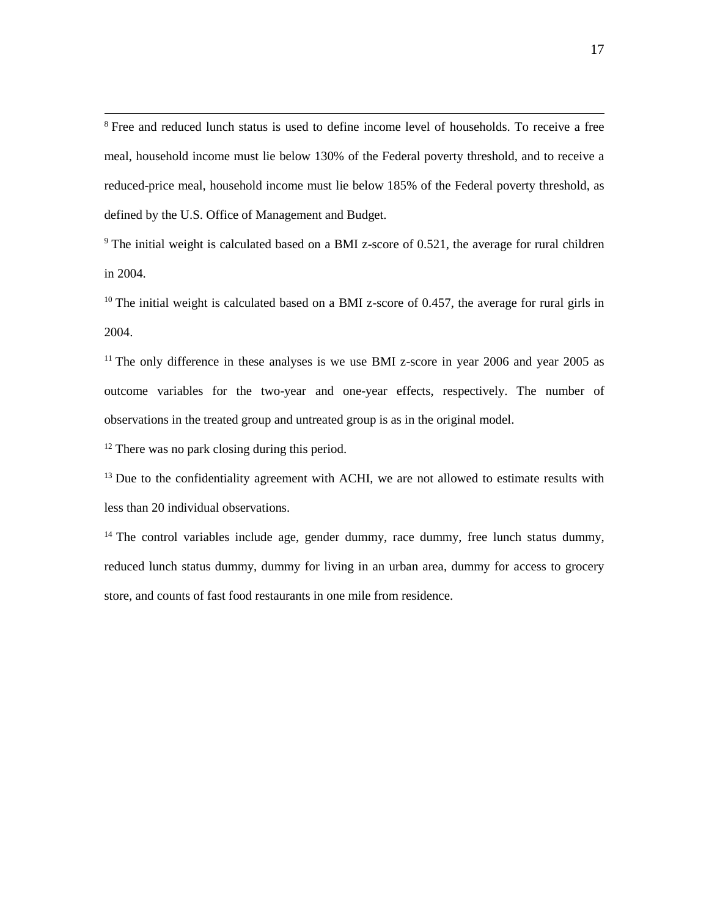[8] Free and reduced lunch status is used to define income level of households. To receive a free meal, household income must lie below 130% of the Federal poverty threshold, and to receive a reduced-price meal, household income must lie below 185% of the Federal poverty threshold, as defined by the U.S. Office of Management and Budget.

[9] The initial weight is calculated based on a BMI z-score of 0.521, the average for rural children in 2004.

[10] The initial weight is calculated based on a BMI z-score of 0.457, the average for rural girls in 2004.

[11] The only difference in these analyses is we use BMI z-score in year 2006 and year 2005 as outcome variables for the two-year and one-year effects, respectively. The number of observations in the treated group and untreated group is as in the original model.

[12] There was no park closing during this period.

[13] Due to the confidentiality agreement with ACHI, we are not allowed to estimate results with less than 20 individual observations.

[14] The control variables include age, gender dummy, race dummy, free lunch status dummy, reduced lunch status dummy, dummy for living in an urban area, dummy for access to grocery store, and counts of fast food restaurants in one mile from residence.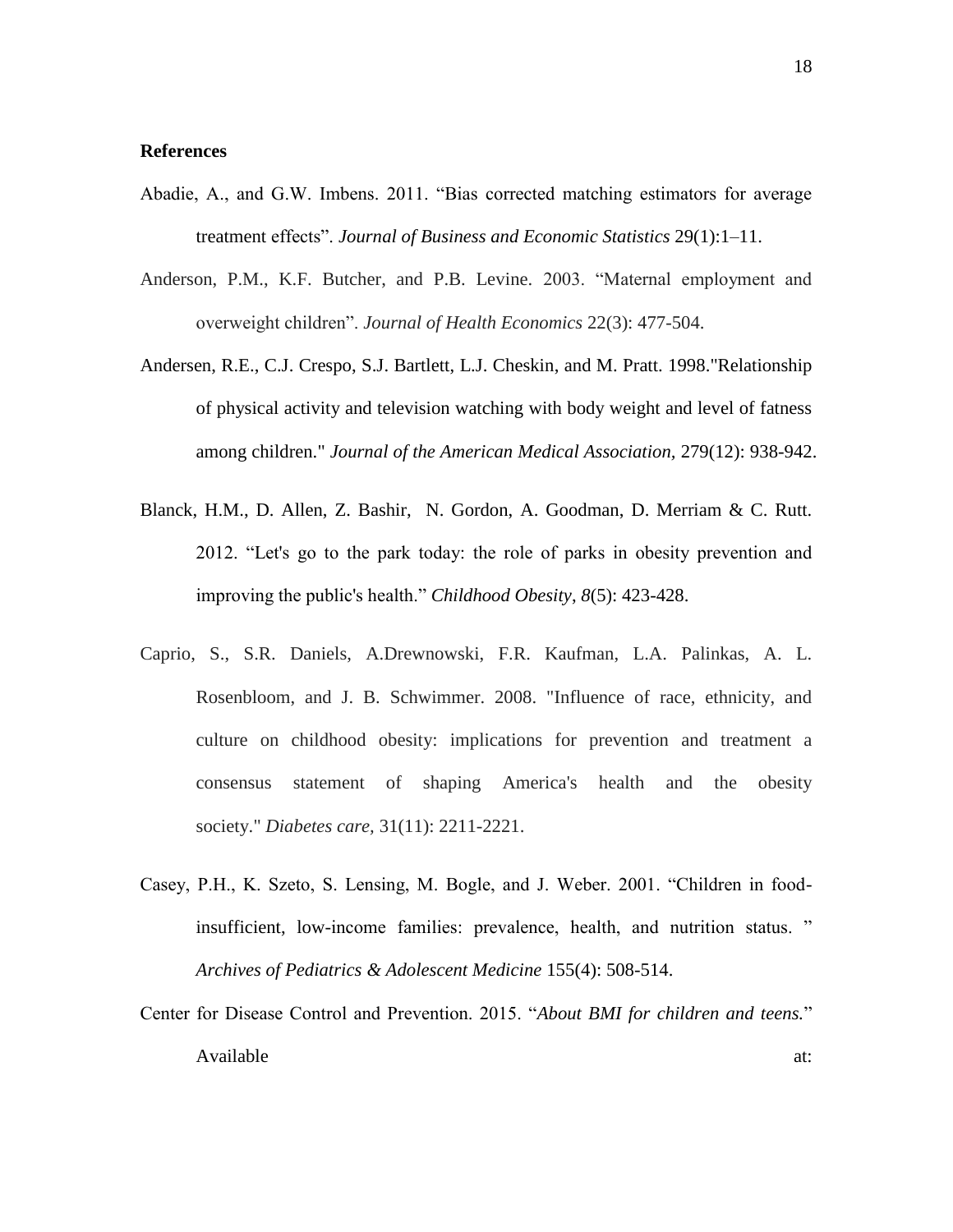**References**

Abadie, A., and G.W. Imbens. 2011. "Bias corrected matching estimators for average treatment effects". *Journal of Business and Economic Statistics* 29(1):1–11.

Anderson, P.M., K.F. Butcher, and P.B. Levine. 2003. "Maternal employment and overweight children". *Journal of Health Economics* 22(3): 477-504.

Andersen, R.E., C.J. Crespo, S.J. Bartlett, L.J. Cheskin, and M. Pratt. 1998."Relationship of physical activity and television watching with body weight and level of fatness among children." *Journal of the American Medical Association,* 279(12): 938-942.

Blanck, H.M., D. Allen, Z. Bashir, N. Gordon, A. Goodman, D. Merriam & C. Rutt. 2012. "Let's go to the park today: the role of parks in obesity prevention and improving the public's health." *Childhood Obesity*, *8*(5): 423-428.

Caprio, S., S.R. Daniels, A.Drewnowski, F.R. Kaufman, L.A. Palinkas, A. L. Rosenbloom, and J. B. Schwimmer. 2008. "Influence of race, ethnicity, and culture on childhood obesity: implications for prevention and treatment a consensus statement of shaping America's health and the obesity society." *Diabetes care,* 31(11): 2211-2221.

Casey, P.H., K. Szeto, S. Lensing, M. Bogle, and J. Weber. 2001. "Children in food-insufficient, low-income families: prevalence, health, and nutrition status. " *Archives of Pediatrics & Adolescent Medicine* 155(4): 508-514.

Center for Disease Control and Prevention. 2015. "*About BMI for children and teens.*" Available at: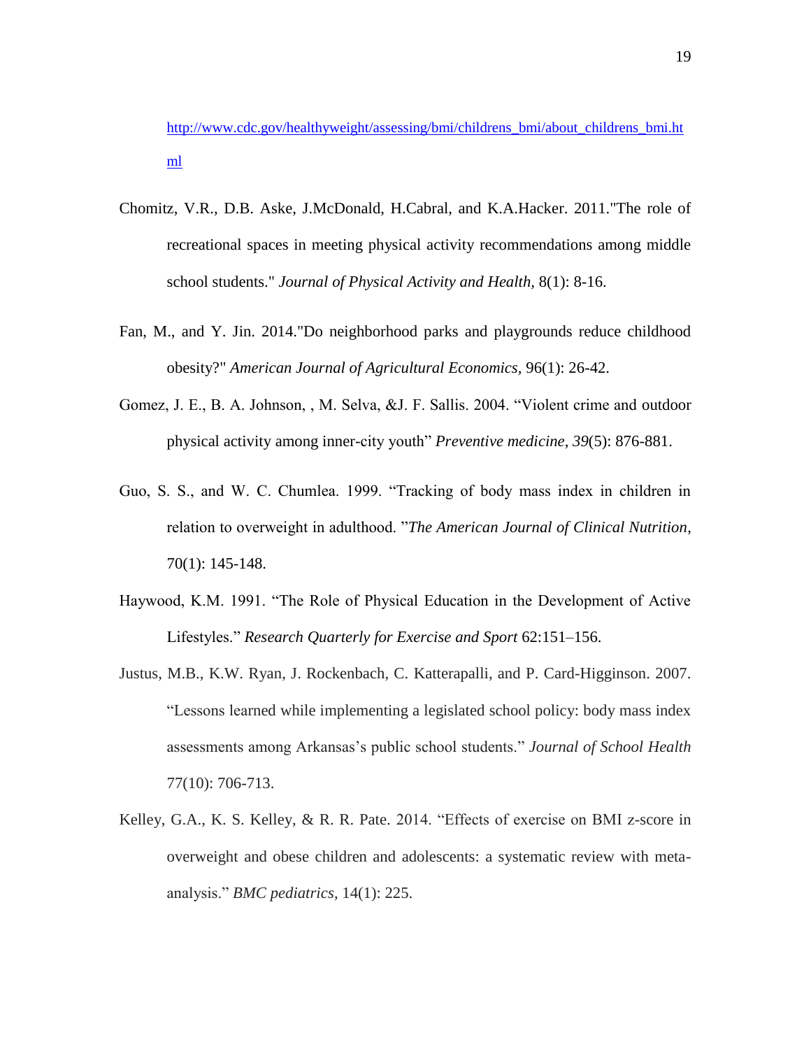http://www.cdc.gov/healthyweight/assessing/bmi/childrens_bmi/about_childrens_bmi.html

Chomitz, V.R., D.B. Aske, J.McDonald, H.Cabral, and K.A.Hacker. 2011."The role of recreational spaces in meeting physical activity recommendations among middle school students." *Journal of Physical Activity and Health,* 8(1): 8-16.

Fan, M., and Y. Jin. 2014."Do neighborhood parks and playgrounds reduce childhood obesity?" *American Journal of Agricultural Economics,* 96(1): 26-42.

Gomez, J. E., B. A. Johnson, , M. Selva, &J. F. Sallis. 2004. "Violent crime and outdoor physical activity among inner-city youth" *Preventive medicine*, *39*(5): 876-881.

Guo, S. S., and W. C. Chumlea. 1999. "Tracking of body mass index in children in relation to overweight in adulthood. "*The American Journal of Clinical Nutrition*, 70(1): 145-148.

Haywood, K.M. 1991. "The Role of Physical Education in the Development of Active Lifestyles." *Research Quarterly for Exercise and Sport* 62:151–156.

Justus, M.B., K.W. Ryan, J. Rockenbach, C. Katterapalli, and P. Card-Higginson. 2007. "Lessons learned while implementing a legislated school policy: body mass index assessments among Arkansas's public school students." *Journal of School Health* 77(10): 706-713.

Kelley, G.A., K. S. Kelley, & R. R. Pate. 2014. "Effects of exercise on BMI z-score in overweight and obese children and adolescents: a systematic review with meta-analysis." *BMC pediatrics*, 14(1): 225.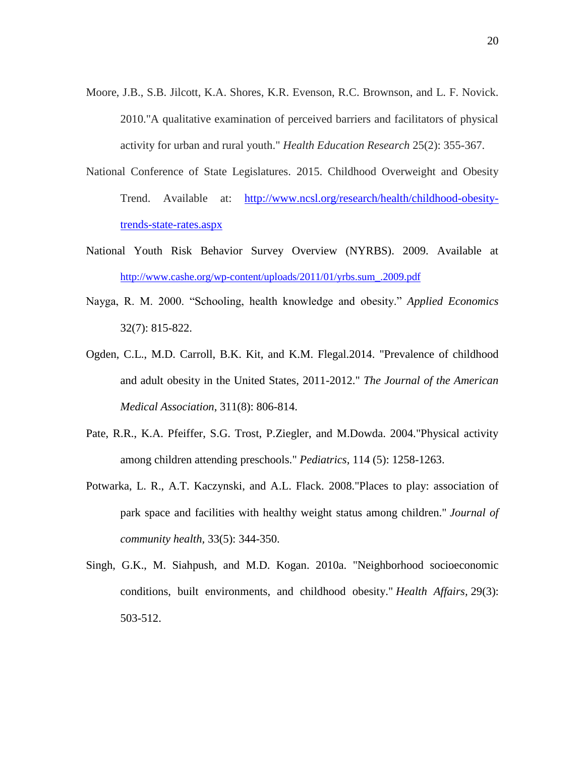Moore, J.B., S.B. Jilcott, K.A. Shores, K.R. Evenson, R.C. Brownson, and L. F. Novick. 2010."A qualitative examination of perceived barriers and facilitators of physical activity for urban and rural youth." *Health Education Research* 25(2): 355-367.

National Conference of State Legislatures. 2015. Childhood Overweight and Obesity Trend. Available at: http://www.ncsl.org/research/health/childhood-obesity-trends-state-rates.aspx

National Youth Risk Behavior Survey Overview (NYRBS). 2009. Available at http://www.cashe.org/wp-content/uploads/2011/01/yrbs.sum_.2009.pdf

Nayga, R. M. 2000. "Schooling, health knowledge and obesity." *Applied Economics* 32(7): 815-822.

Ogden, C.L., M.D. Carroll, B.K. Kit, and K.M. Flegal.2014. "Prevalence of childhood and adult obesity in the United States, 2011-2012." *The Journal of the American Medical Association*, 311(8): 806-814.

Pate, R.R., K.A. Pfeiffer, S.G. Trost, P.Ziegler, and M.Dowda. 2004."Physical activity among children attending preschools." *Pediatrics*, 114 (5): 1258-1263.

Potwarka, L. R., A.T. Kaczynski, and A.L. Flack. 2008."Places to play: association of park space and facilities with healthy weight status among children." *Journal of community health*, 33(5): 344-350.

Singh, G.K., M. Siahpush, and M.D. Kogan. 2010a. "Neighborhood socioeconomic conditions, built environments, and childhood obesity." *Health Affairs*, 29(3): 503-512.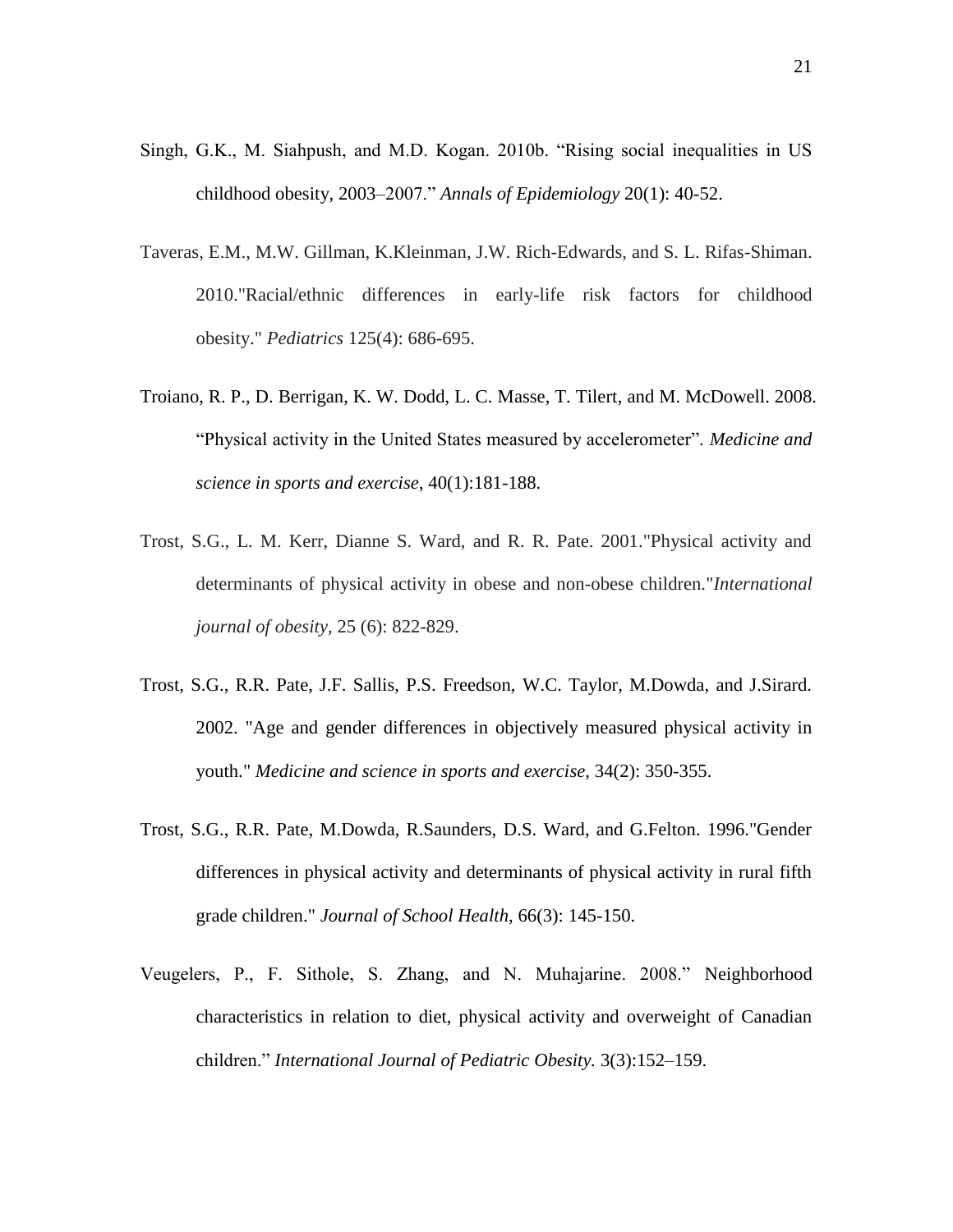Singh, G.K., M. Siahpush, and M.D. Kogan. 2010b. “Rising social inequalities in US childhood obesity, 2003–2007.” *Annals of Epidemiology* 20(1): 40-52.

Taveras, E.M., M.W. Gillman, K.Kleinman, J.W. Rich-Edwards, and S. L. Rifas-Shiman. 2010."Racial/ethnic differences in early-life risk factors for childhood obesity." *Pediatrics* 125(4): 686-695.

Troiano, R. P., D. Berrigan, K. W. Dodd, L. C. Masse, T. Tilert, and M. McDowell. 2008. “Physical activity in the United States measured by accelerometer”. *Medicine and science in sports and exercise*, 40(1):181-188.

Trost, S.G., L. M. Kerr, Dianne S. Ward, and R. R. Pate. 2001."Physical activity and determinants of physical activity in obese and non-obese children."*International journal of obesity,* 25 (6): 822-829.

Trost, S.G., R.R. Pate, J.F. Sallis, P.S. Freedson, W.C. Taylor, M.Dowda, and J.Sirard. 2002. "Age and gender differences in objectively measured physical activity in youth." *Medicine and science in sports and exercise,* 34(2): 350-355.

Trost, S.G., R.R. Pate, M.Dowda, R.Saunders, D.S. Ward, and G.Felton. 1996."Gender differences in physical activity and determinants of physical activity in rural fifth grade children." *Journal of School Health*, 66(3): 145-150.

Veugelers, P., F. Sithole, S. Zhang, and N. Muhajarine. 2008.” Neighborhood characteristics in relation to diet, physical activity and overweight of Canadian children.” *International Journal of Pediatric Obesity.* 3(3):152–159.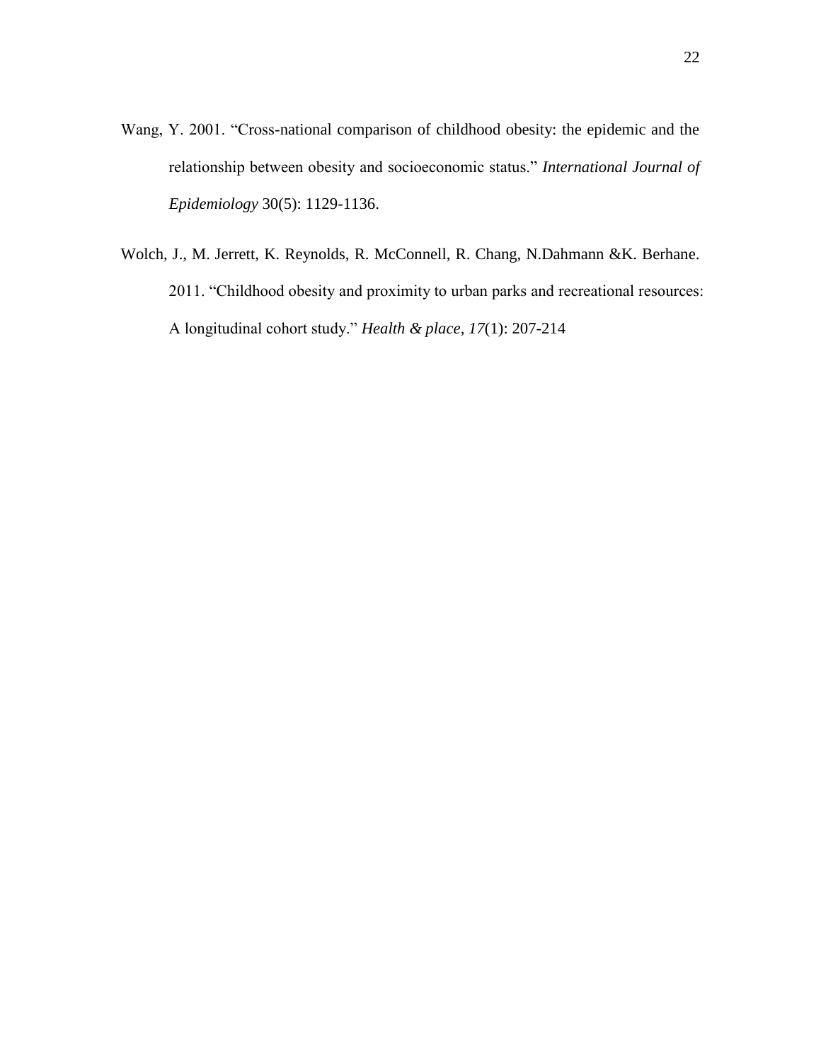Wang, Y. 2001. "Cross-national comparison of childhood obesity: the epidemic and the relationship between obesity and socioeconomic status." *International Journal of Epidemiology* 30(5): 1129-1136.

Wolch, J., M. Jerrett, K. Reynolds, R. McConnell, R. Chang, N.Dahmann &K. Berhane. 2011. "Childhood obesity and proximity to urban parks and recreational resources: A longitudinal cohort study." *Health & place*, *17*(1): 207-214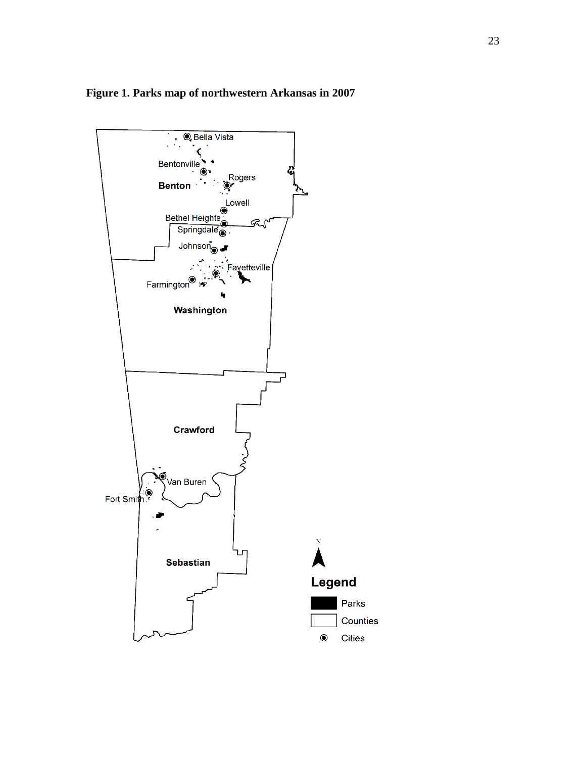**Figure 1. Parks map of northwestern Arkansas in 2007**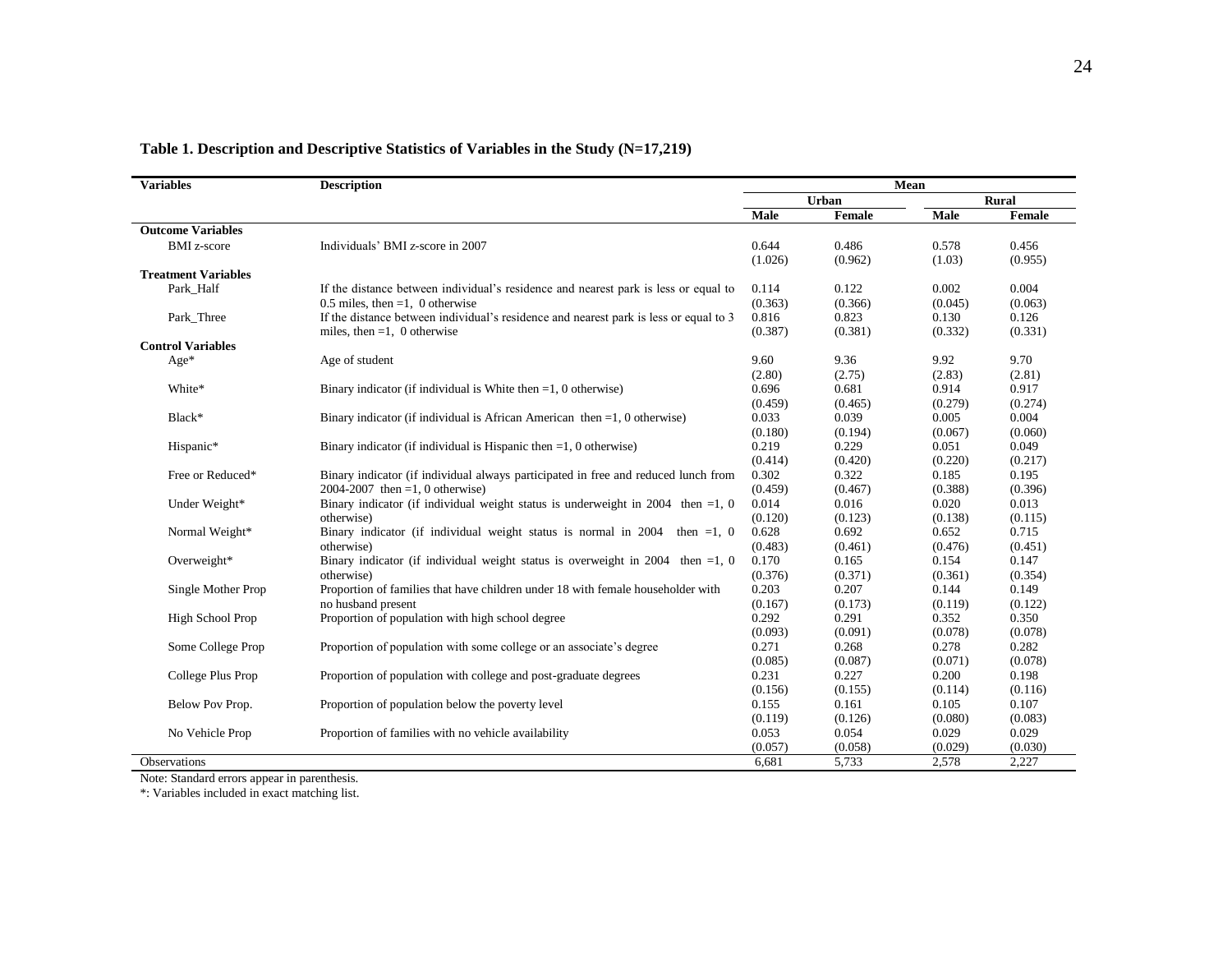**Table 1. Description and Descriptive Statistics of Variables in the Study (N=17,219)**

| Variables | Description | Mean | | | |
|---|---|---|---|---|---|
| | | Urban | | Rural | |
| | | Male | Female | Male | Female |
| **Outcome Variables** | | | | | |
| BMI z-score | Individuals' BMI z-score in 2007 | 0.644<br>(1.026) | 0.486<br>(0.962) | 0.578<br>(1.03) | 0.456<br>(0.955) |
| **Treatment Variables** | | | | | |
| Park_Half | If the distance between individual's residence and nearest park is less or equal to 0.5 miles, then =1, 0 otherwise | 0.114<br>(0.363) | 0.122<br>(0.366) | 0.002<br>(0.045) | 0.004<br>(0.063) |
| Park_Three | If the distance between individual's residence and nearest park is less or equal to 3 miles, then =1, 0 otherwise | 0.816<br>(0.387) | 0.823<br>(0.381) | 0.130<br>(0.332) | 0.126<br>(0.331) |
| **Control Variables** | | | | | |
| Age* | Age of student | 9.60<br>(2.80) | 9.36<br>(2.75) | 9.92<br>(2.83) | 9.70<br>(2.81) |
| White* | Binary indicator (if individual is White then =1, 0 otherwise) | 0.696<br>(0.459) | 0.681<br>(0.465) | 0.914<br>(0.279) | 0.917<br>(0.274) |
| Black* | Binary indicator (if individual is African American then =1, 0 otherwise) | 0.033<br>(0.180) | 0.039<br>(0.194) | 0.005<br>(0.067) | 0.004<br>(0.060) |
| Hispanic* | Binary indicator (if individual is Hispanic then =1, 0 otherwise) | 0.219<br>(0.414) | 0.229<br>(0.420) | 0.051<br>(0.220) | 0.049<br>(0.217) |
| Free or Reduced* | Binary indicator (if individual always participated in free and reduced lunch from 2004-2007 then =1, 0 otherwise) | 0.302<br>(0.459) | 0.322<br>(0.467) | 0.185<br>(0.388) | 0.195<br>(0.396) |
| Under Weight* | Binary indicator (if individual weight status is underweight in 2004 then =1, 0 otherwise) | 0.014<br>(0.120) | 0.016<br>(0.123) | 0.020<br>(0.138) | 0.013<br>(0.115) |
| Normal Weight* | Binary indicator (if individual weight status is normal in 2004 then =1, 0 otherwise) | 0.628<br>(0.483) | 0.692<br>(0.461) | 0.652<br>(0.476) | 0.715<br>(0.451) |
| Overweight* | Binary indicator (if individual weight status is overweight in 2004 then =1, 0 otherwise) | 0.170<br>(0.376) | 0.165<br>(0.371) | 0.154<br>(0.361) | 0.147<br>(0.354) |
| Single Mother Prop | Proportion of families that have children under 18 with female householder with no husband present | 0.203<br>(0.167) | 0.207<br>(0.173) | 0.144<br>(0.119) | 0.149<br>(0.122) |
| High School Prop | Proportion of population with high school degree | 0.292<br>(0.093) | 0.291<br>(0.091) | 0.352<br>(0.078) | 0.350<br>(0.078) |
| Some College Prop | Proportion of population with some college or an associate's degree | 0.271<br>(0.085) | 0.268<br>(0.087) | 0.278<br>(0.071) | 0.282<br>(0.078) |
| College Plus Prop | Proportion of population with college and post-graduate degrees | 0.231<br>(0.156) | 0.227<br>(0.155) | 0.200<br>(0.114) | 0.198<br>(0.116) |
| Below Pov Prop. | Proportion of population below the poverty level | 0.155<br>(0.119) | 0.161<br>(0.126) | 0.105<br>(0.080) | 0.107<br>(0.083) |
| No Vehicle Prop | Proportion of families with no vehicle availability | 0.053<br>(0.057) | 0.054<br>(0.058) | 0.029<br>(0.029) | 0.029<br>(0.030) |
| Observations | | 6,681 | 5,733 | 2,578 | 2,227 |

Note: Standard errors appear in parenthesis.
*: Variables included in exact matching list.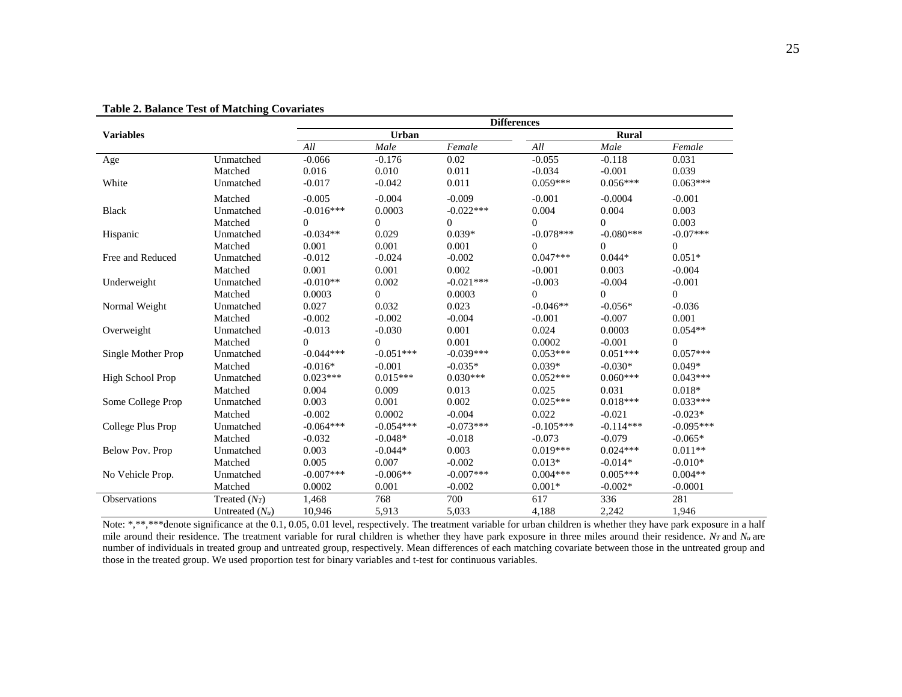**Table 2. Balance Test of Matching Covariates**

| Variables | | Differences | | | | | |
|---|---|---|---|---|---|---|---|
| | | Urban | | | Rural | | |
| | | *All* | *Male* | *Female* | *All* | *Male* | *Female* |
| Age | Unmatched | -0.066 | -0.176 | 0.02 | -0.055 | -0.118 | 0.031 |
| | Matched | 0.016 | 0.010 | 0.011 | -0.034 | -0.001 | 0.039 |
| White | Unmatched | -0.017 | -0.042 | 0.011 | 0.059*** | 0.056*** | 0.063*** |
| | Matched | -0.005 | -0.004 | -0.009 | -0.001 | -0.0004 | -0.001 |
| Black | Unmatched | -0.016*** | 0.0003 | -0.022*** | 0.004 | 0.004 | 0.003 |
| | Matched | 0 | 0 | 0 | 0 | 0 | 0.003 |
| Hispanic | Unmatched | -0.034** | 0.029 | 0.039* | -0.078*** | -0.080*** | -0.07*** |
| | Matched | 0.001 | 0.001 | 0.001 | 0 | 0 | 0 |
| Free and Reduced | Unmatched | -0.012 | -0.024 | -0.002 | 0.047*** | 0.044* | 0.051* |
| | Matched | 0.001 | 0.001 | 0.002 | -0.001 | 0.003 | -0.004 |
| Underweight | Unmatched | -0.010** | 0.002 | -0.021*** | -0.003 | -0.004 | -0.001 |
| | Matched | 0.0003 | 0 | 0.0003 | 0 | 0 | 0 |
| Normal Weight | Unmatched | 0.027 | 0.032 | 0.023 | -0.046** | -0.056* | -0.036 |
| | Matched | -0.002 | -0.002 | -0.004 | -0.001 | -0.007 | 0.001 |
| Overweight | Unmatched | -0.013 | -0.030 | 0.001 | 0.024 | 0.0003 | 0.054** |
| | Matched | 0 | 0 | 0.001 | 0.0002 | -0.001 | 0 |
| Single Mother Prop | Unmatched | -0.044*** | -0.051*** | -0.039*** | 0.053*** | 0.051*** | 0.057*** |
| | Matched | -0.016* | -0.001 | -0.035* | 0.039* | -0.030* | 0.049* |
| High School Prop | Unmatched | 0.023*** | 0.015*** | 0.030*** | 0.052*** | 0.060*** | 0.043*** |
| | Matched | 0.004 | 0.009 | 0.013 | 0.025 | 0.031 | 0.018* |
| Some College Prop | Unmatched | 0.003 | 0.001 | 0.002 | 0.025*** | 0.018*** | 0.033*** |
| | Matched | -0.002 | 0.0002 | -0.004 | 0.022 | -0.021 | -0.023* |
| College Plus Prop | Unmatched | -0.064*** | -0.054*** | -0.073*** | -0.105*** | -0.114*** | -0.095*** |
| | Matched | -0.032 | -0.048* | -0.018 | -0.073 | -0.079 | -0.065* |
| Below Pov. Prop | Unmatched | 0.003 | -0.044* | 0.003 | 0.019*** | 0.024*** | 0.011** |
| | Matched | 0.005 | 0.007 | -0.002 | 0.013* | -0.014* | -0.010* |
| No Vehicle Prop. | Unmatched | -0.007*** | -0.006** | -0.007*** | 0.004*** | 0.005*** | 0.004** |
| | Matched | 0.0002 | 0.001 | -0.002 | 0.001* | -0.002* | -0.0001 |
| Observations | Treated ($N_T$) | 1,468 | 768 | 700 | 617 | 336 | 281 |
| | Untreated ($N_u$) | 10,946 | 5,913 | 5,033 | 4,188 | 2,242 | 1,946 |

Note: *,**,***denote significance at the 0.1, 0.05, 0.01 level, respectively. The treatment variable for urban children is whether they have park exposure in a half mile around their residence. The treatment variable for rural children is whether they have park exposure in three miles around their residence. $N_T$ and $N_u$ are number of individuals in treated group and untreated group, respectively. Mean differences of each matching covariate between those in the untreated group and those in the treated group. We used proportion test for binary variables and t-test for continuous variables.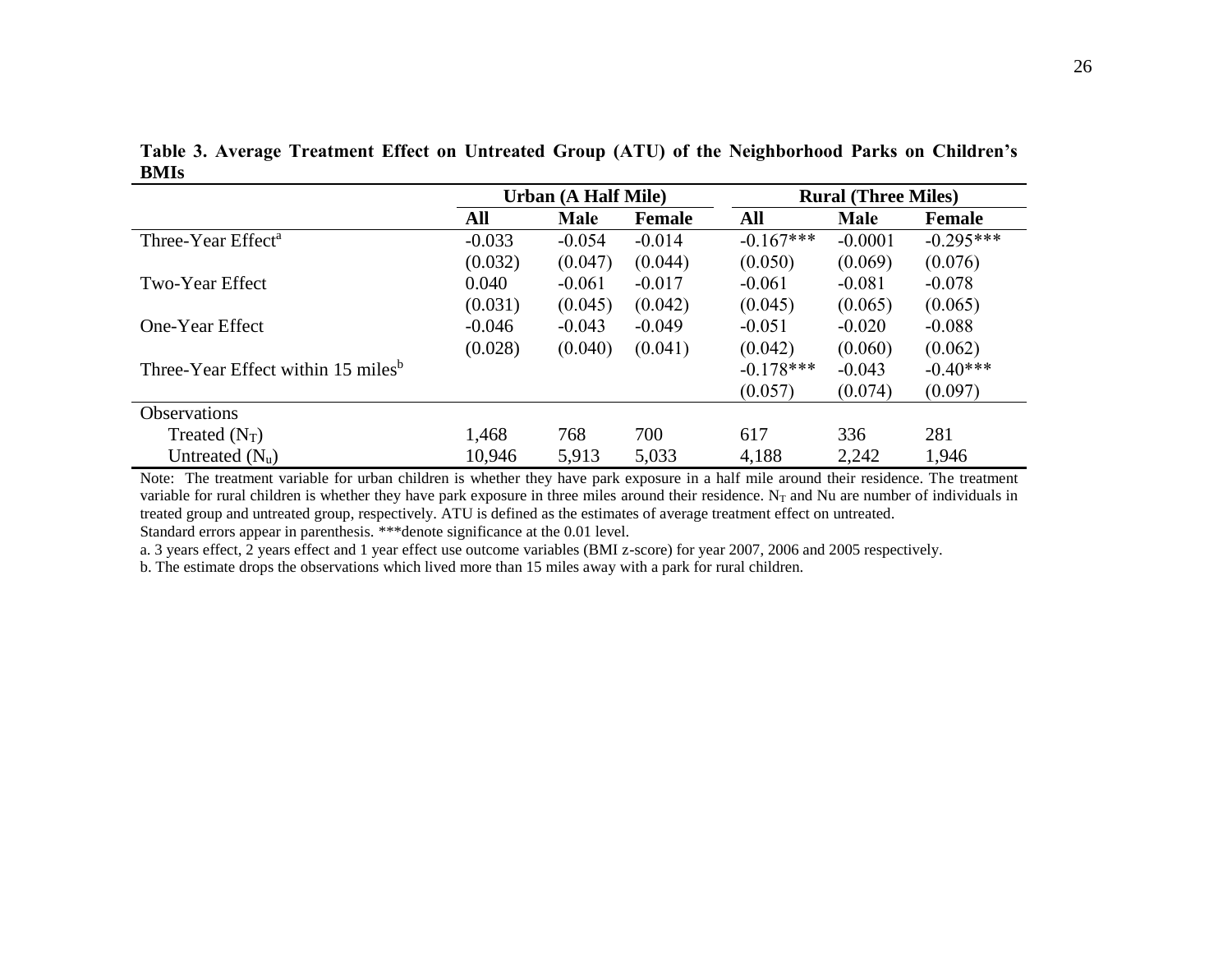**Table 3. Average Treatment Effect on Untreated Group (ATU) of the Neighborhood Parks on Children's BMIs**

| | Urban (A Half Mile) | | | Rural (Three Miles) | | |
|---|---|---|---|---|---|---|
| | **All** | **Male** | **Female** | **All** | **Male** | **Female** |
| Three-Year Effect[a] | -0.033 | -0.054 | -0.014 | -0.167*** | -0.0001 | -0.295*** |
| | (0.032) | (0.047) | (0.044) | (0.050) | (0.069) | (0.076) |
| Two-Year Effect | 0.040 | -0.061 | -0.017 | -0.061 | -0.081 | -0.078 |
| | (0.031) | (0.045) | (0.042) | (0.045) | (0.065) | (0.065) |
| One-Year Effect | -0.046 | -0.043 | -0.049 | -0.051 | -0.020 | -0.088 |
| | (0.028) | (0.040) | (0.041) | (0.042) | (0.060) | (0.062) |
| Three-Year Effect within 15 miles[b] | | | | -0.178*** | -0.043 | -0.40*** |
| | | | | (0.057) | (0.074) | (0.097) |
| Observations | | | | | | |
| Treated ($N_T$) | 1,468 | 768 | 700 | 617 | 336 | 281 |
| Untreated ($N_u$) | 10,946 | 5,913 | 5,033 | 4,188 | 2,242 | 1,946 |

Note: The treatment variable for urban children is whether they have park exposure in a half mile around their residence. The treatment variable for rural children is whether they have park exposure in three miles around their residence. $N_T$ and Nu are number of individuals in treated group and untreated group, respectively. ATU is defined as the estimates of average treatment effect on untreated.

Standard errors appear in parenthesis. ***denote significance at the 0.01 level.

a. 3 years effect, 2 years effect and 1 year effect use outcome variables (BMI z-score) for year 2007, 2006 and 2005 respectively.

b. The estimate drops the observations which lived more than 15 miles away with a park for rural children.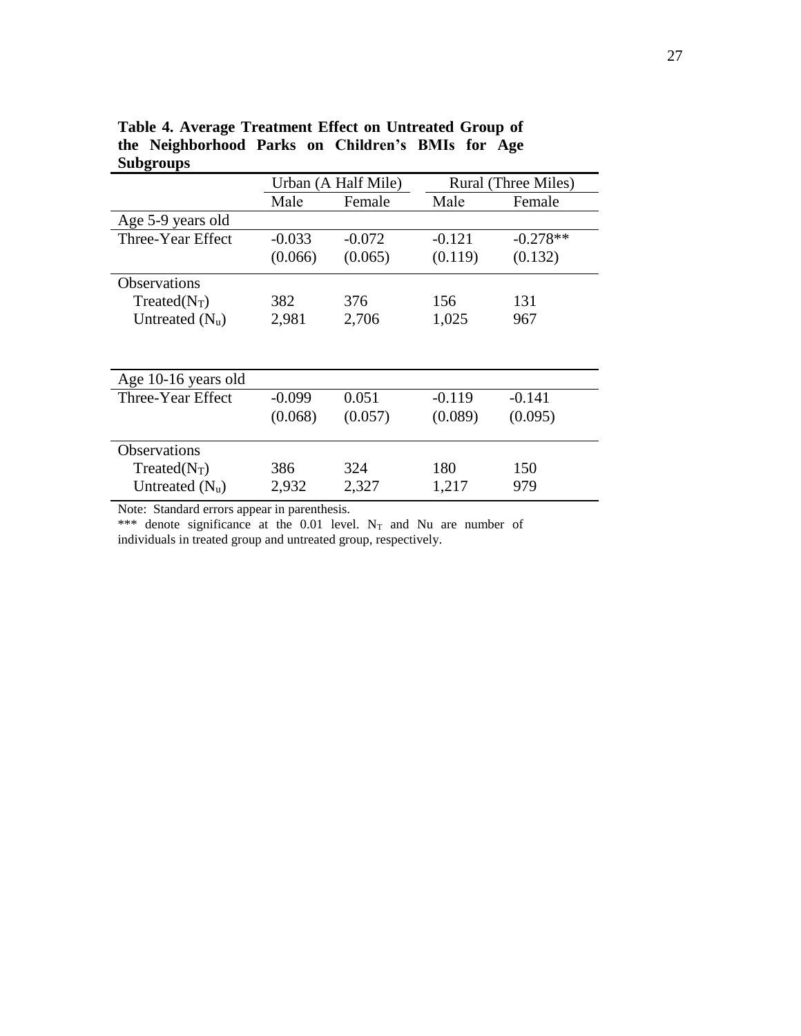**Table 4. Average Treatment Effect on Untreated Group of the Neighborhood Parks on Children's BMIs for Age Subgroups**

| | Urban (A Half Mile) | | Rural (Three Miles) | |
|---|---|---|---|---|
| | Male | Female | Male | Female |
| Age 5-9 years old | | | | |
| Three-Year Effect | -0.033 | -0.072 | -0.121 | -0.278** |
| | (0.066) | (0.065) | (0.119) | (0.132) |
| Observations | | | | |
| Treated($N_T$) | 382 | 376 | 156 | 131 |
| Untreated ($N_u$) | 2,981 | 2,706 | 1,025 | 967 |
| Age 10-16 years old | | | | |
| Three-Year Effect | -0.099 | 0.051 | -0.119 | -0.141 |
| | (0.068) | (0.057) | (0.089) | (0.095) |
| Observations | | | | |
| Treated($N_T$) | 386 | 324 | 180 | 150 |
| Untreated ($N_u$) | 2,932 | 2,327 | 1,217 | 979 |

Note: Standard errors appear in parenthesis.
*** denote significance at the 0.01 level. $N_T$ and Nu are number of individuals in treated group and untreated group, respectively.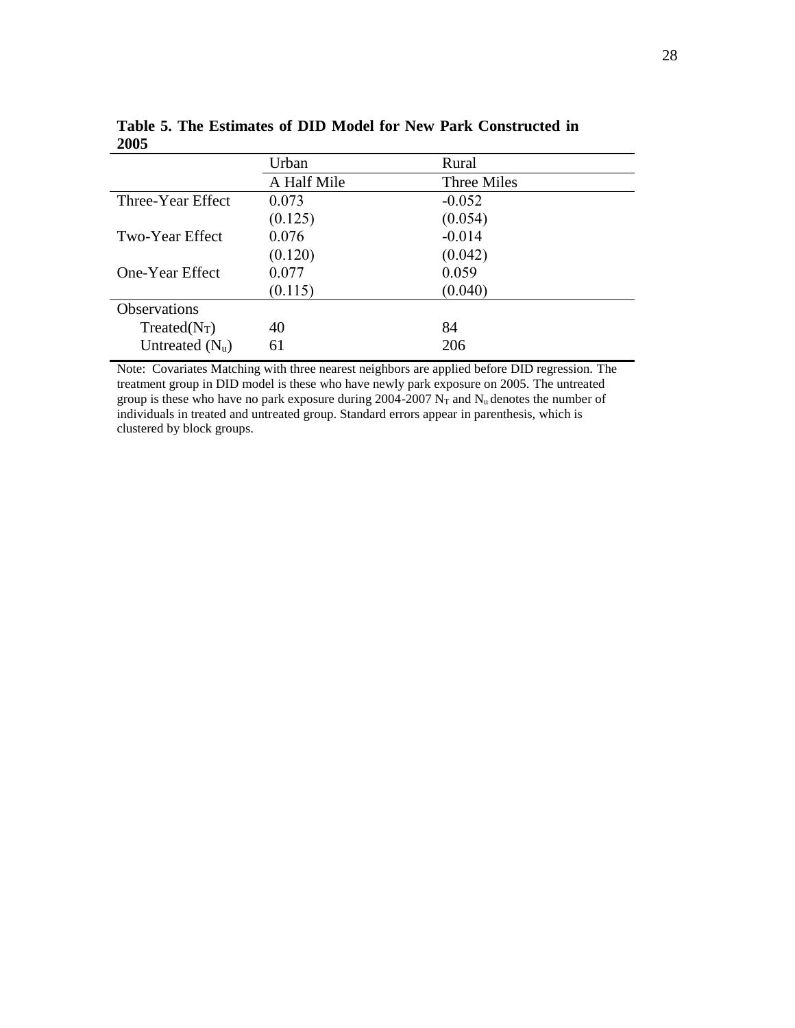**Table 5. The Estimates of DID Model for New Park Constructed in 2005**

| | Urban | Rural |
|---|---|---|
| | A Half Mile | Three Miles |
| Three-Year Effect | 0.073 | -0.052 |
| | (0.125) | (0.054) |
| Two-Year Effect | 0.076 | -0.014 |
| | (0.120) | (0.042) |
| One-Year Effect | 0.077 | 0.059 |
| | (0.115) | (0.040) |
| Observations | | |
| Treated($N_T$) | 40 | 84 |
| Untreated ($N_u$) | 61 | 206 |

Note: Covariates Matching with three nearest neighbors are applied before DID regression. The treatment group in DID model is these who have newly park exposure on 2005. The untreated group is these who have no park exposure during 2004-2007 $N_T$ and $N_u$ denotes the number of individuals in treated and untreated group. Standard errors appear in parenthesis, which is clustered by block groups.